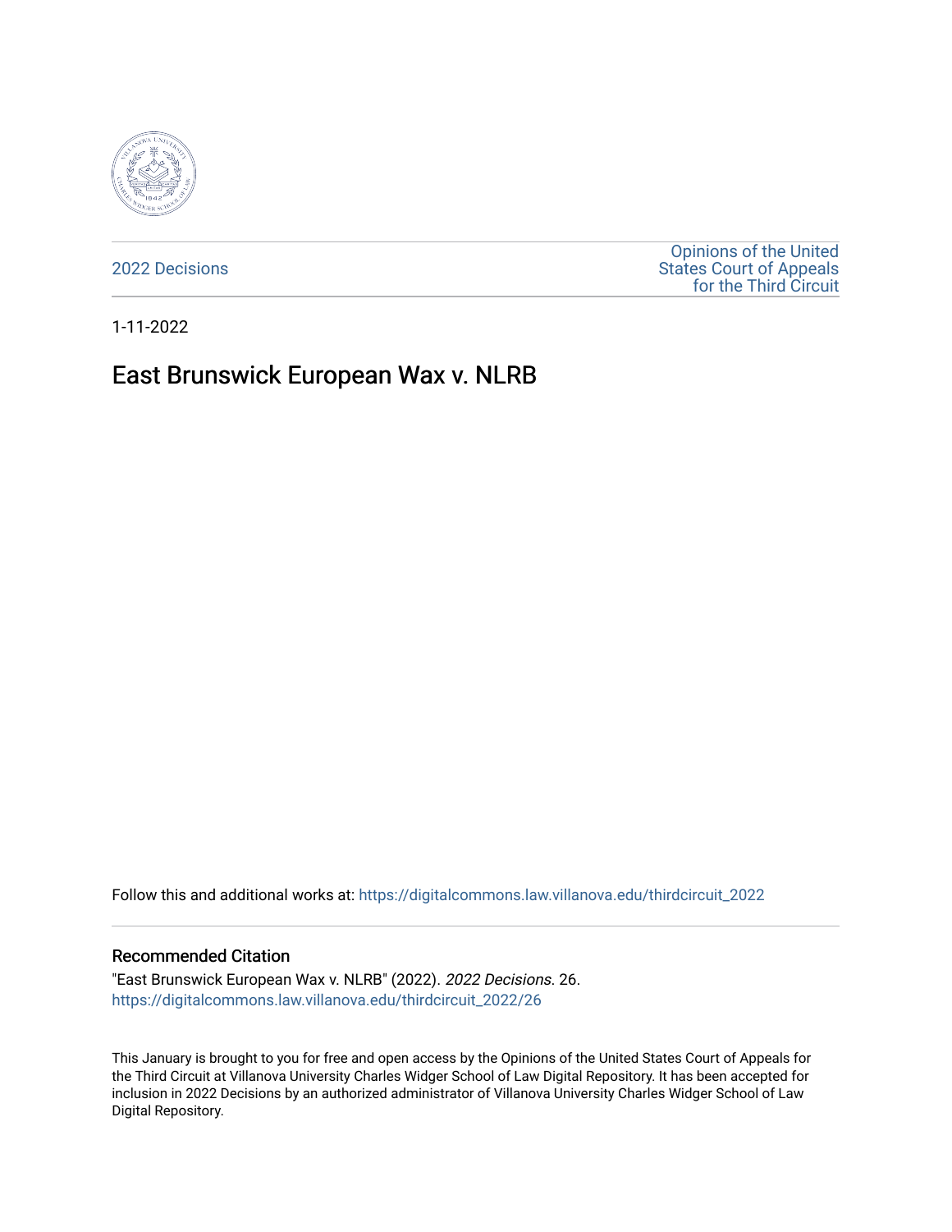2022 Decisions

Opinions of the United States Court of Appeals for the Third Circuit

1-11-2022

# East Brunswick European Wax v. NLRB

Follow this and additional works at: https://digitalcommons.law.villanova.edu/thirdcircuit_2022

## Recommended Citation

"East Brunswick European Wax v. NLRB" (2022). *2022 Decisions*. 26.
https://digitalcommons.law.villanova.edu/thirdcircuit_2022/26

This January is brought to you for free and open access by the Opinions of the United States Court of Appeals for the Third Circuit at Villanova University Charles Widger School of Law Digital Repository. It has been accepted for inclusion in 2022 Decisions by an authorized administrator of Villanova University Charles Widger School of Law Digital Repository.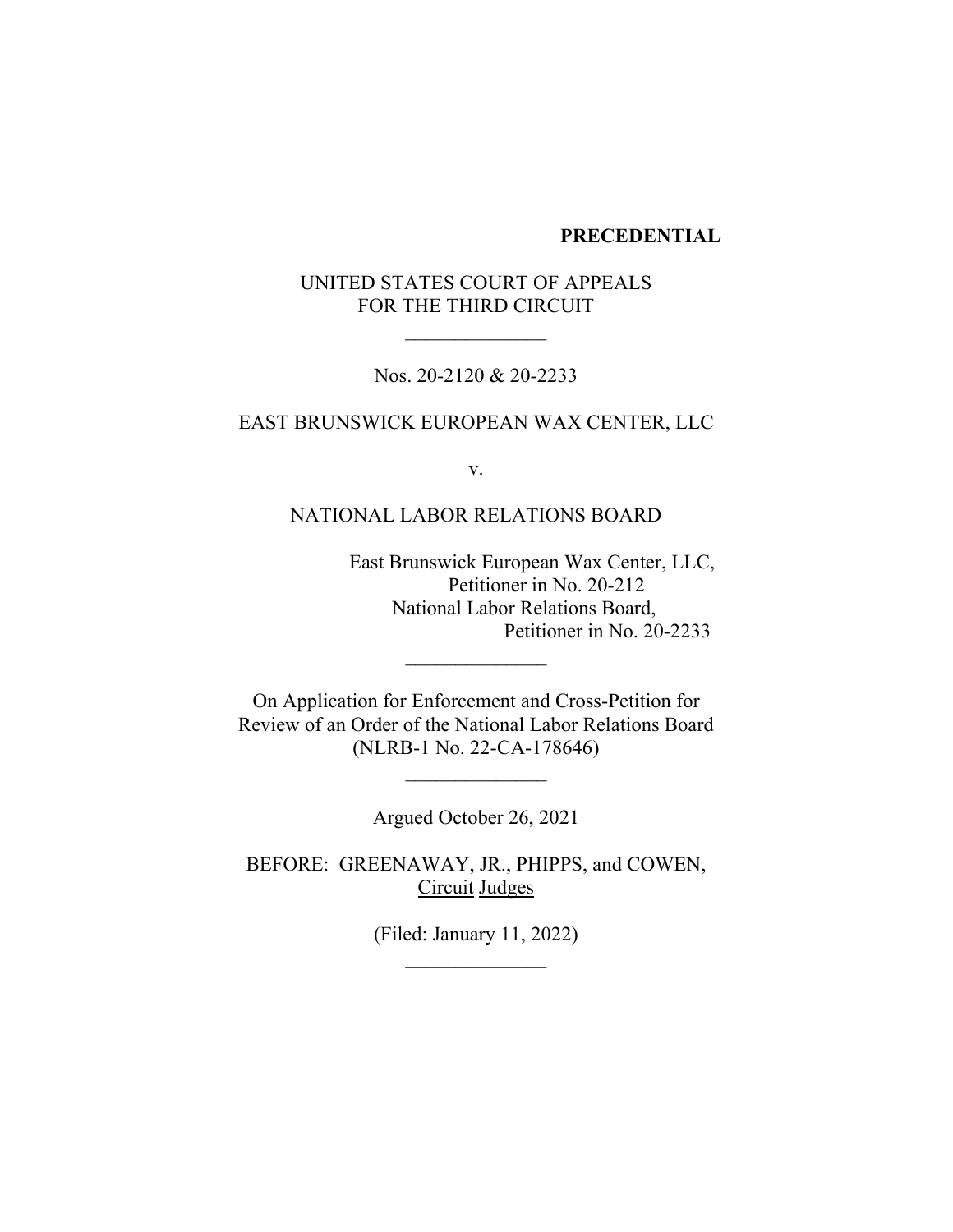**PRECEDENTIAL**

UNITED STATES COURT OF APPEALS
FOR THE THIRD CIRCUIT

\_\_\_\_\_\_\_\_\_\_\_\_\_\_

Nos. 20-2120 & 20-2233

EAST BRUNSWICK EUROPEAN WAX CENTER, LLC

v.

NATIONAL LABOR RELATIONS BOARD

East Brunswick European Wax Center, LLC,
Petitioner in No. 20-212
National Labor Relations Board,
Petitioner in No. 20-2233

\_\_\_\_\_\_\_\_\_\_\_\_\_\_

On Application for Enforcement and Cross-Petition for Review of an Order of the National Labor Relations Board
(NLRB-1 No. 22-CA-178646)

\_\_\_\_\_\_\_\_\_\_\_\_\_\_

Argued October 26, 2021

BEFORE: GREENAWAY, JR., PHIPPS, and COWEN, Circuit Judges

(Filed: January 11, 2022)

\_\_\_\_\_\_\_\_\_\_\_\_\_\_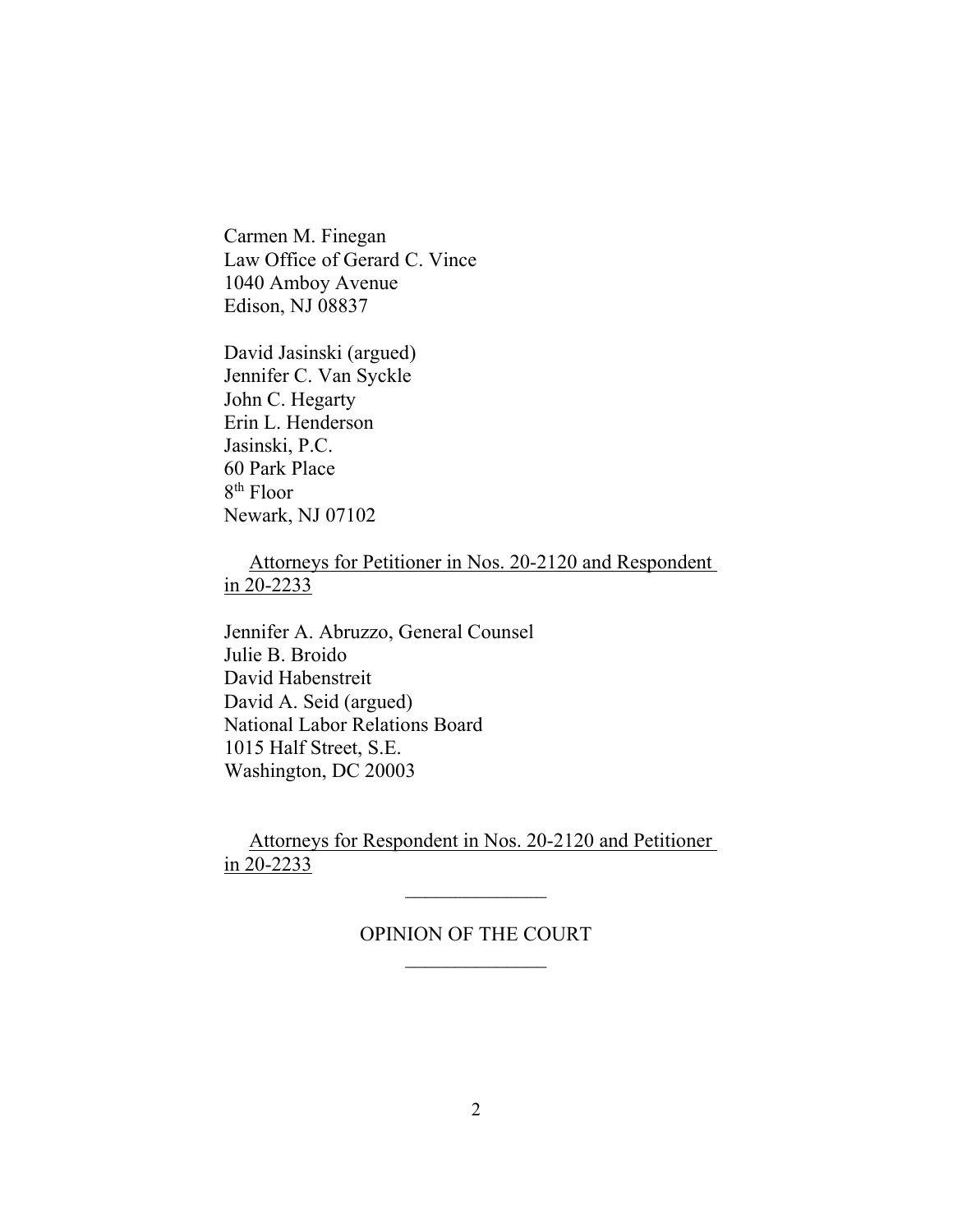Carmen M. Finegan
Law Office of Gerard C. Vince
1040 Amboy Avenue
Edison, NJ 08837

David Jasinski (argued)
Jennifer C. Van Syckle
John C. Hegarty
Erin L. Henderson
Jasinski, P.C.
60 Park Place
8th Floor
Newark, NJ 07102

Attorneys for Petitioner in Nos. 20-2120 and Respondent in 20-2233

Jennifer A. Abruzzo, General Counsel
Julie B. Broido
David Habenstreit
David A. Seid (argued)
National Labor Relations Board
1015 Half Street, S.E.
Washington, DC 20003

Attorneys for Respondent in Nos. 20-2120 and Petitioner in 20-2233

---

OPINION OF THE COURT

---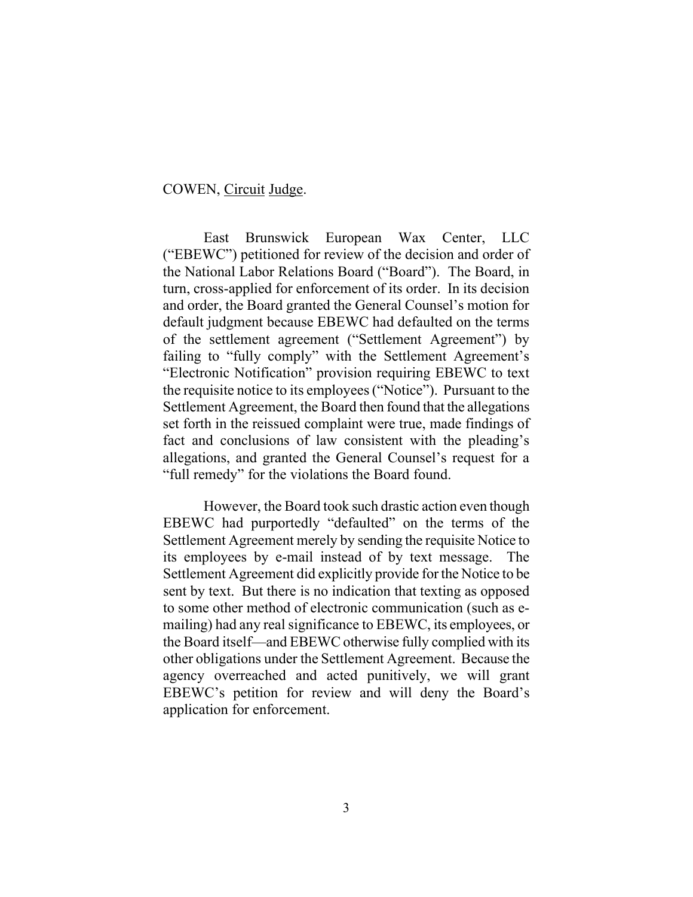COWEN, Circuit Judge.

East Brunswick European Wax Center, LLC ("EBEWC") petitioned for review of the decision and order of the National Labor Relations Board ("Board"). The Board, in turn, cross-applied for enforcement of its order. In its decision and order, the Board granted the General Counsel's motion for default judgment because EBEWC had defaulted on the terms of the settlement agreement ("Settlement Agreement") by failing to "fully comply" with the Settlement Agreement's "Electronic Notification" provision requiring EBEWC to text the requisite notice to its employees ("Notice"). Pursuant to the Settlement Agreement, the Board then found that the allegations set forth in the reissued complaint were true, made findings of fact and conclusions of law consistent with the pleading's allegations, and granted the General Counsel's request for a "full remedy" for the violations the Board found.

However, the Board took such drastic action even though EBEWC had purportedly "defaulted" on the terms of the Settlement Agreement merely by sending the requisite Notice to its employees by e-mail instead of by text message. The Settlement Agreement did explicitly provide for the Notice to be sent by text. But there is no indication that texting as opposed to some other method of electronic communication (such as e-mailing) had any real significance to EBEWC, its employees, or the Board itself—and EBEWC otherwise fully complied with its other obligations under the Settlement Agreement. Because the agency overreached and acted punitively, we will grant EBEWC's petition for review and will deny the Board's application for enforcement.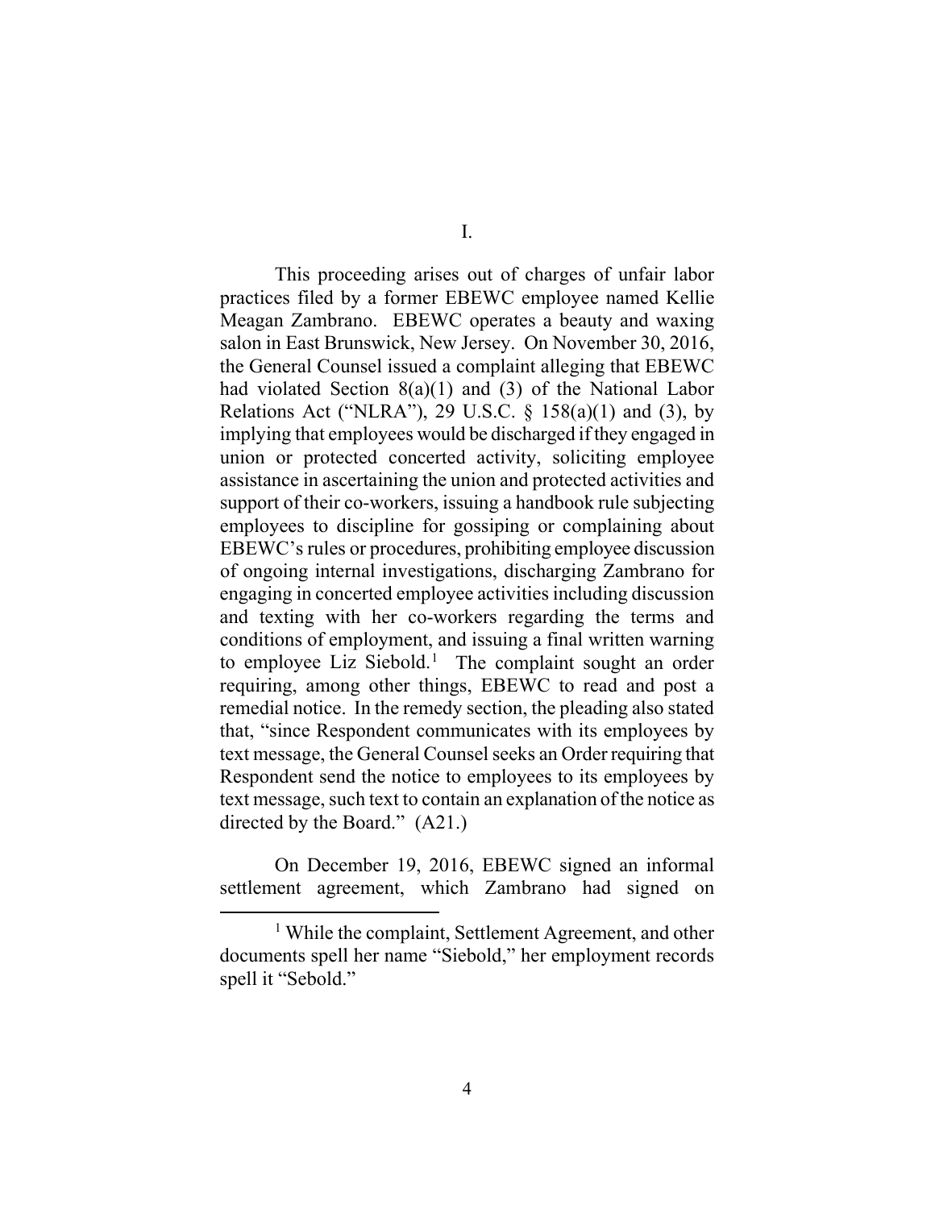I.

This proceeding arises out of charges of unfair labor practices filed by a former EBEWC employee named Kellie Meagan Zambrano. EBEWC operates a beauty and waxing salon in East Brunswick, New Jersey. On November 30, 2016, the General Counsel issued a complaint alleging that EBEWC had violated Section 8(a)(1) and (3) of the National Labor Relations Act ("NLRA"), 29 U.S.C. § 158(a)(1) and (3), by implying that employees would be discharged if they engaged in union or protected concerted activity, soliciting employee assistance in ascertaining the union and protected activities and support of their co-workers, issuing a handbook rule subjecting employees to discipline for gossiping or complaining about EBEWC's rules or procedures, prohibiting employee discussion of ongoing internal investigations, discharging Zambrano for engaging in concerted employee activities including discussion and texting with her co-workers regarding the terms and conditions of employment, and issuing a final written warning to employee Liz Siebold.[1] The complaint sought an order requiring, among other things, EBEWC to read and post a remedial notice. In the remedy section, the pleading also stated that, "since Respondent communicates with its employees by text message, the General Counsel seeks an Order requiring that Respondent send the notice to employees to its employees by text message, such text to contain an explanation of the notice as directed by the Board." (A21.)

On December 19, 2016, EBEWC signed an informal settlement agreement, which Zambrano had signed on

[1] While the complaint, Settlement Agreement, and other documents spell her name "Siebold," her employment records spell it "Sebold."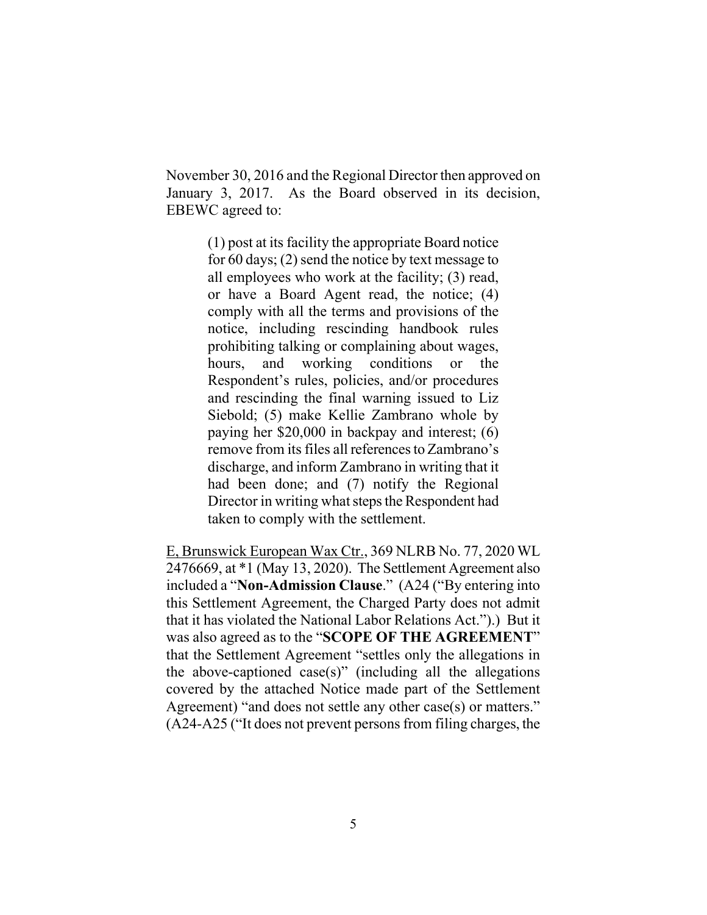November 30, 2016 and the Regional Director then approved on January 3, 2017. As the Board observed in its decision, EBEWC agreed to:

> (1) post at its facility the appropriate Board notice for 60 days; (2) send the notice by text message to all employees who work at the facility; (3) read, or have a Board Agent read, the notice; (4) comply with all the terms and provisions of the notice, including rescinding handbook rules prohibiting talking or complaining about wages, hours, and working conditions or the Respondent's rules, policies, and/or procedures and rescinding the final warning issued to Liz Siebold; (5) make Kellie Zambrano whole by paying her $20,000 in backpay and interest; (6) remove from its files all references to Zambrano's discharge, and inform Zambrano in writing that it had been done; and (7) notify the Regional Director in writing what steps the Respondent had taken to comply with the settlement.

E, Brunswick European Wax Ctr., 369 NLRB No. 77, 2020 WL 2476669, at *1 (May 13, 2020). The Settlement Agreement also included a "**Non-Admission Clause**." (A24 ("By entering into this Settlement Agreement, the Charged Party does not admit that it has violated the National Labor Relations Act.").) But it was also agreed as to the "**SCOPE OF THE AGREEMENT**" that the Settlement Agreement "settles only the allegations in the above-captioned case(s)" (including all the allegations covered by the attached Notice made part of the Settlement Agreement) "and does not settle any other case(s) or matters." (A24-A25 ("It does not prevent persons from filing charges, the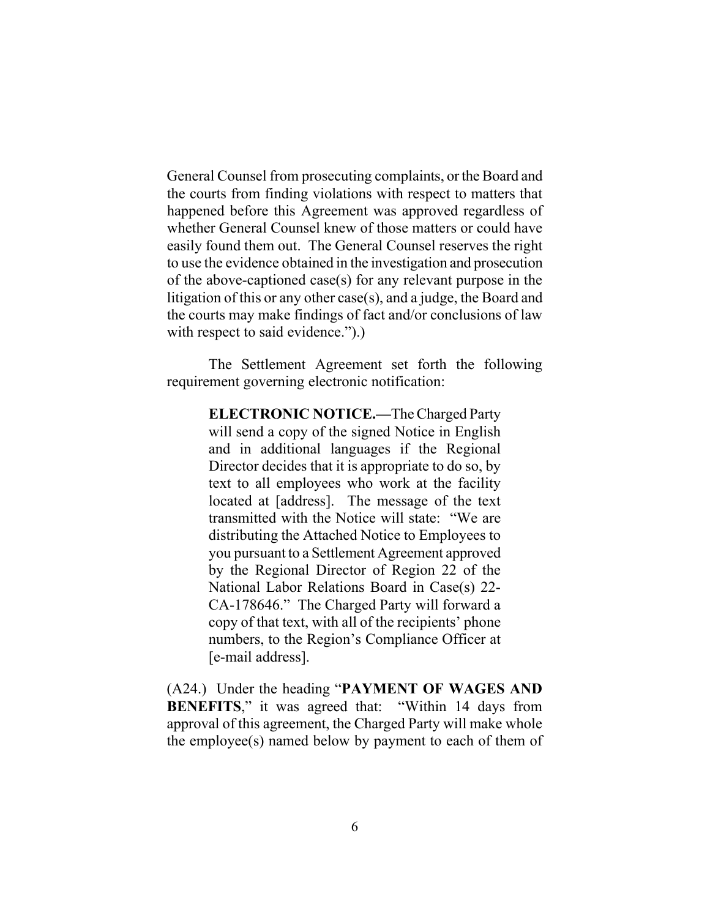General Counsel from prosecuting complaints, or the Board and the courts from finding violations with respect to matters that happened before this Agreement was approved regardless of whether General Counsel knew of those matters or could have easily found them out. The General Counsel reserves the right to use the evidence obtained in the investigation and prosecution of the above-captioned case(s) for any relevant purpose in the litigation of this or any other case(s), and a judge, the Board and the courts may make findings of fact and/or conclusions of law with respect to said evidence.").)

The Settlement Agreement set forth the following requirement governing electronic notification:

> **ELECTRONIC NOTICE.—**The Charged Party will send a copy of the signed Notice in English and in additional languages if the Regional Director decides that it is appropriate to do so, by text to all employees who work at the facility located at [address]. The message of the text transmitted with the Notice will state: "We are distributing the Attached Notice to Employees to you pursuant to a Settlement Agreement approved by the Regional Director of Region 22 of the National Labor Relations Board in Case(s) 22-CA-178646." The Charged Party will forward a copy of that text, with all of the recipients' phone numbers, to the Region's Compliance Officer at [e-mail address].

(A24.) Under the heading "**PAYMENT OF WAGES AND BENEFITS**," it was agreed that: "Within 14 days from approval of this agreement, the Charged Party will make whole the employee(s) named below by payment to each of them of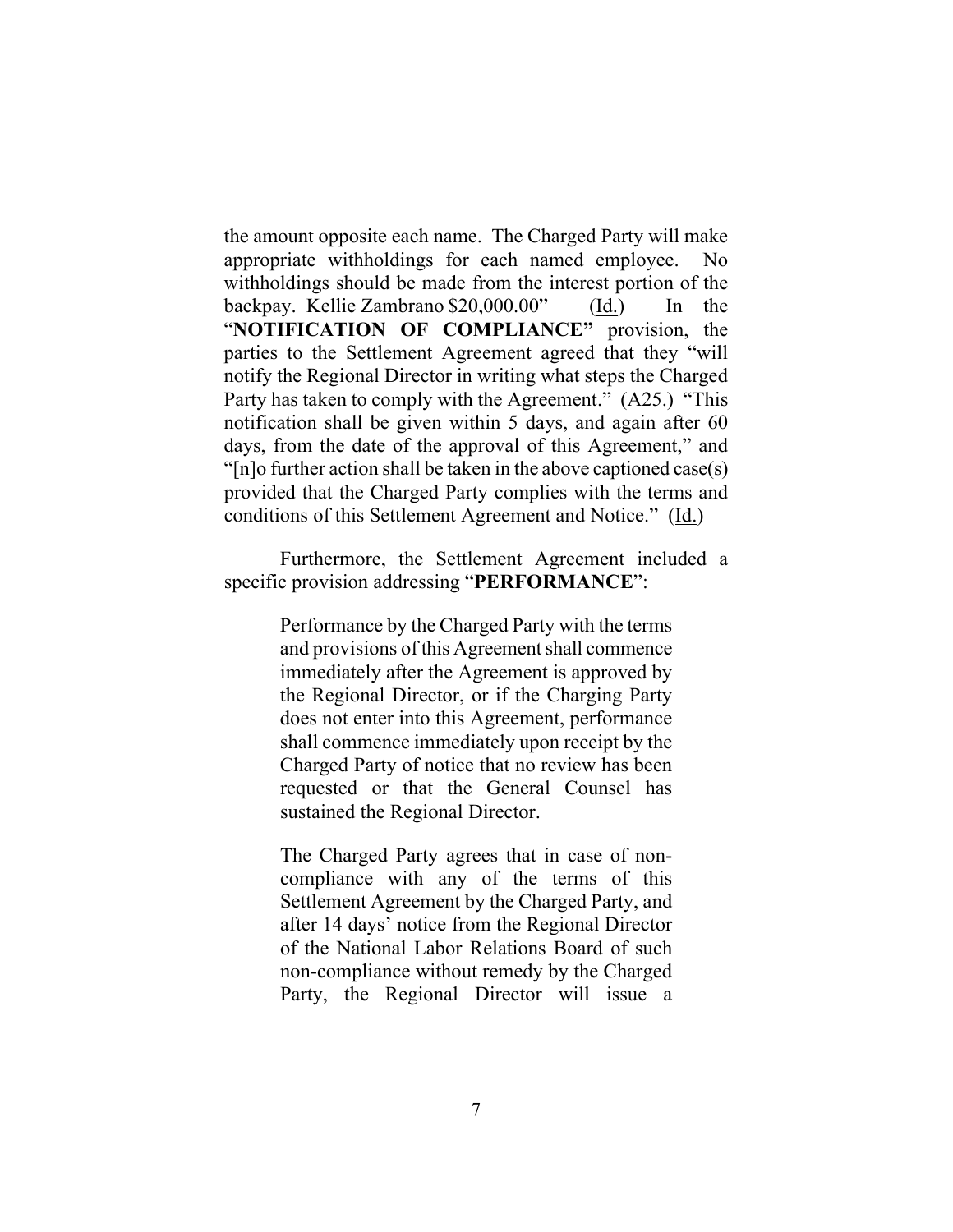the amount opposite each name. The Charged Party will make appropriate withholdings for each named employee. No withholdings should be made from the interest portion of the backpay. Kellie Zambrano $20,000.00" (Id.) In the "**NOTIFICATION OF COMPLIANCE**" provision, the parties to the Settlement Agreement agreed that they "will notify the Regional Director in writing what steps the Charged Party has taken to comply with the Agreement." (A25.) "This notification shall be given within 5 days, and again after 60 days, from the date of the approval of this Agreement," and "[n]o further action shall be taken in the above captioned case(s) provided that the Charged Party complies with the terms and conditions of this Settlement Agreement and Notice." (Id.)

Furthermore, the Settlement Agreement included a specific provision addressing "**PERFORMANCE**":

> Performance by the Charged Party with the terms and provisions of this Agreement shall commence immediately after the Agreement is approved by the Regional Director, or if the Charging Party does not enter into this Agreement, performance shall commence immediately upon receipt by the Charged Party of notice that no review has been requested or that the General Counsel has sustained the Regional Director.
>
> The Charged Party agrees that in case of non-compliance with any of the terms of this Settlement Agreement by the Charged Party, and after 14 days' notice from the Regional Director of the National Labor Relations Board of such non-compliance without remedy by the Charged Party, the Regional Director will issue a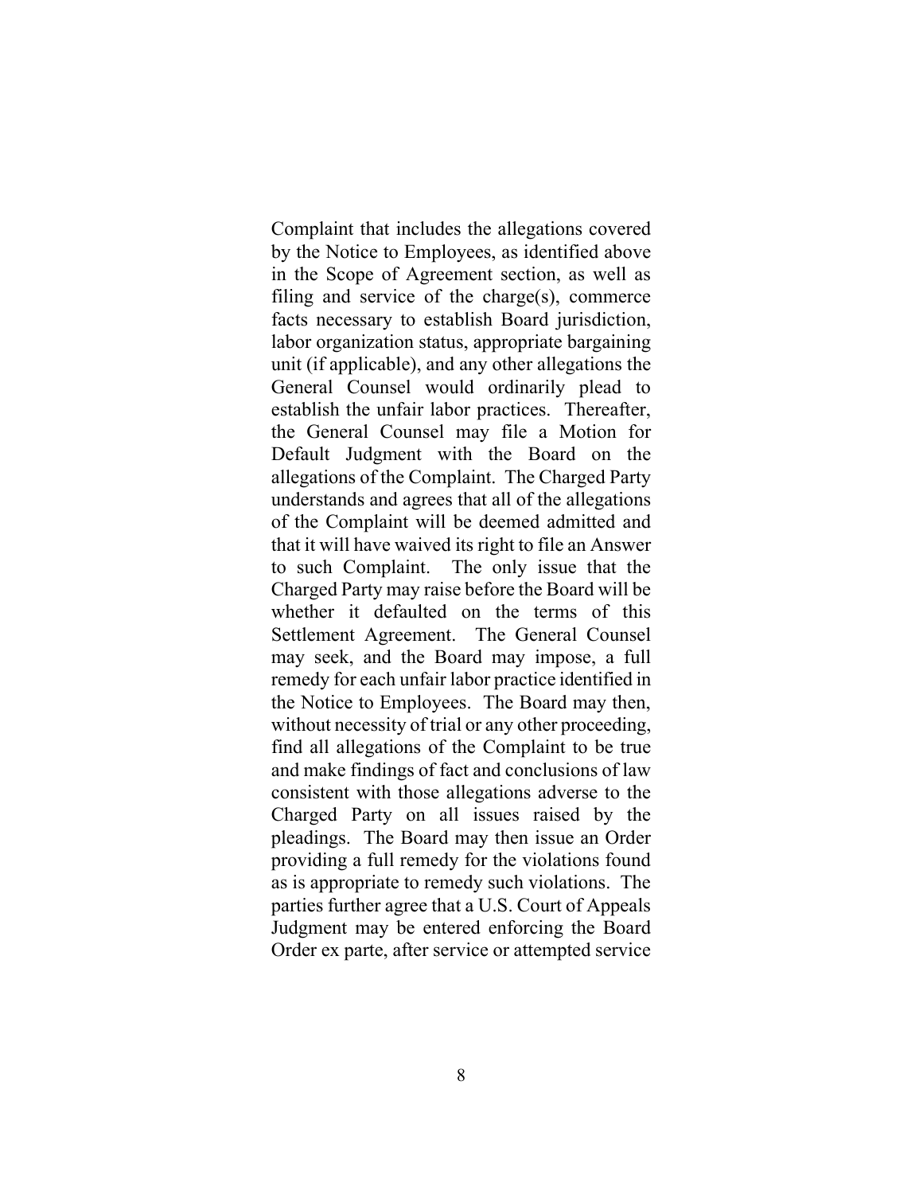Complaint that includes the allegations covered by the Notice to Employees, as identified above in the Scope of Agreement section, as well as filing and service of the charge(s), commerce facts necessary to establish Board jurisdiction, labor organization status, appropriate bargaining unit (if applicable), and any other allegations the General Counsel would ordinarily plead to establish the unfair labor practices. Thereafter, the General Counsel may file a Motion for Default Judgment with the Board on the allegations of the Complaint. The Charged Party understands and agrees that all of the allegations of the Complaint will be deemed admitted and that it will have waived its right to file an Answer to such Complaint. The only issue that the Charged Party may raise before the Board will be whether it defaulted on the terms of this Settlement Agreement. The General Counsel may seek, and the Board may impose, a full remedy for each unfair labor practice identified in the Notice to Employees. The Board may then, without necessity of trial or any other proceeding, find all allegations of the Complaint to be true and make findings of fact and conclusions of law consistent with those allegations adverse to the Charged Party on all issues raised by the pleadings. The Board may then issue an Order providing a full remedy for the violations found as is appropriate to remedy such violations. The parties further agree that a U.S. Court of Appeals Judgment may be entered enforcing the Board Order ex parte, after service or attempted service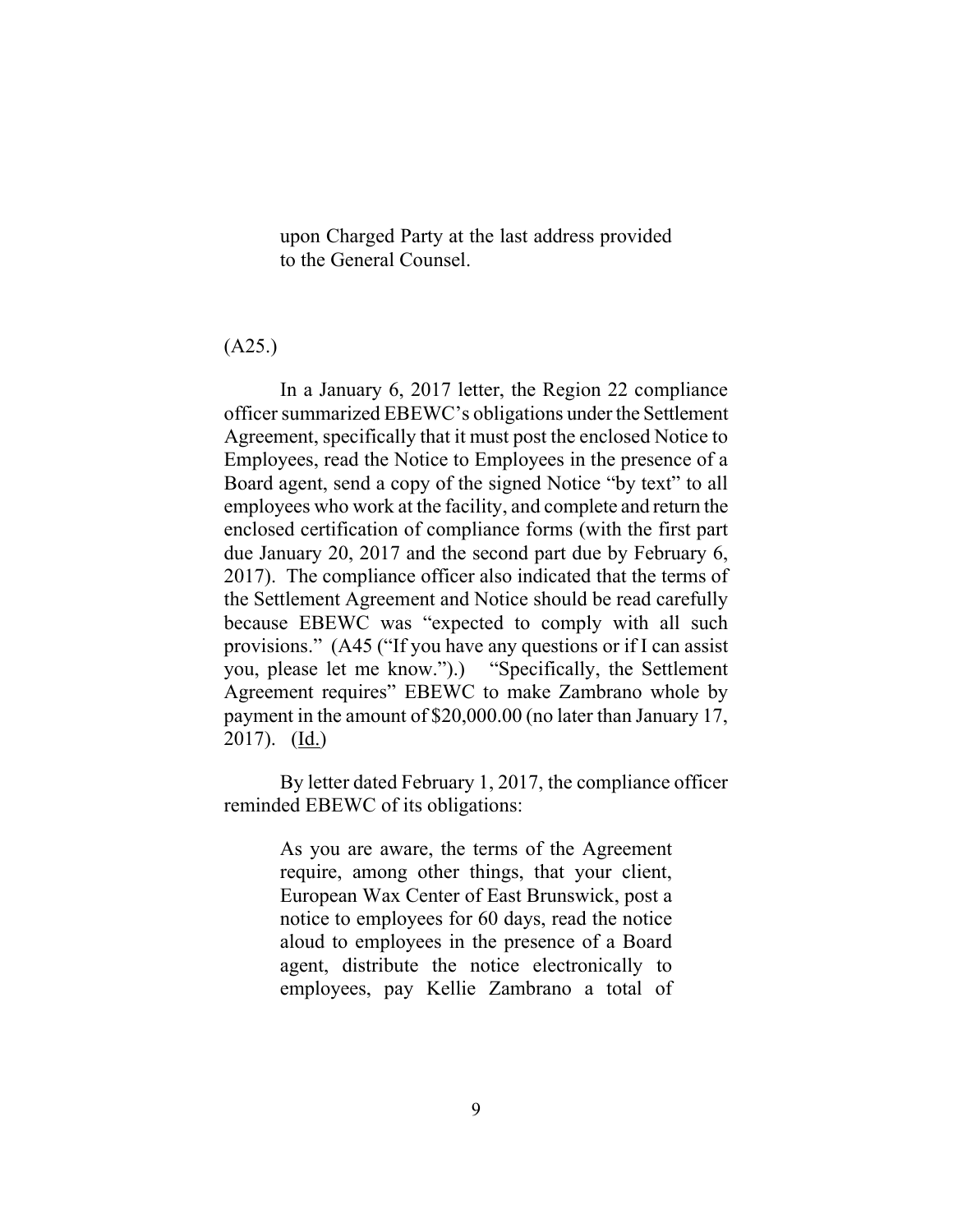> upon Charged Party at the last address provided to the General Counsel.

(A25.)

In a January 6, 2017 letter, the Region 22 compliance officer summarized EBEWC's obligations under the Settlement Agreement, specifically that it must post the enclosed Notice to Employees, read the Notice to Employees in the presence of a Board agent, send a copy of the signed Notice "by text" to all employees who work at the facility, and complete and return the enclosed certification of compliance forms (with the first part due January 20, 2017 and the second part due by February 6, 2017). The compliance officer also indicated that the terms of the Settlement Agreement and Notice should be read carefully because EBEWC was "expected to comply with all such provisions." (A45 ("If you have any questions or if I can assist you, please let me know.").) "Specifically, the Settlement Agreement requires" EBEWC to make Zambrano whole by payment in the amount of $20,000.00 (no later than January 17, 2017). (Id.)

By letter dated February 1, 2017, the compliance officer reminded EBEWC of its obligations:

> As you are aware, the terms of the Agreement require, among other things, that your client, European Wax Center of East Brunswick, post a notice to employees for 60 days, read the notice aloud to employees in the presence of a Board agent, distribute the notice electronically to employees, pay Kellie Zambrano a total of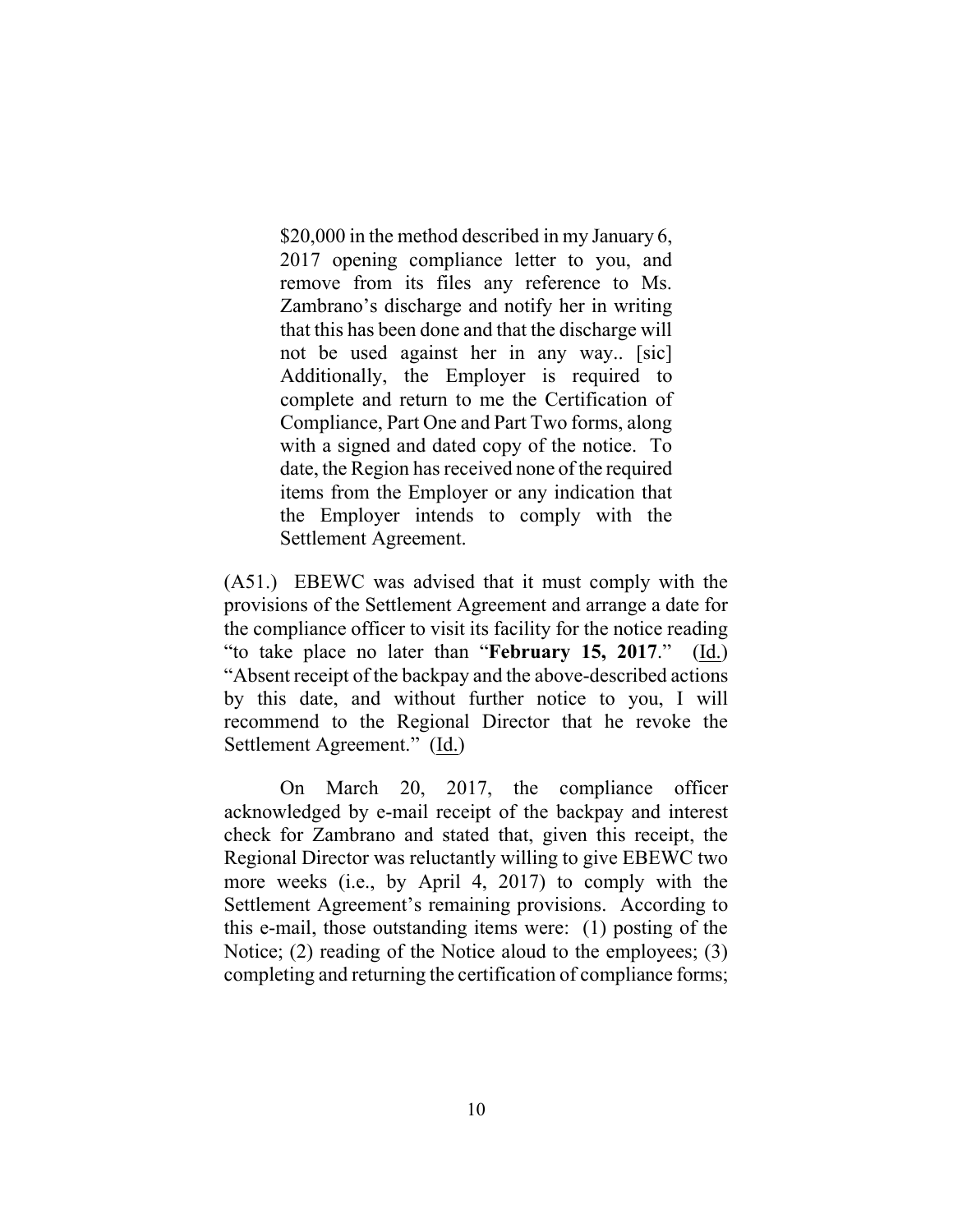> $20,000 in the method described in my January 6, 2017 opening compliance letter to you, and remove from its files any reference to Ms. Zambrano's discharge and notify her in writing that this has been done and that the discharge will not be used against her in any way.. [sic] Additionally, the Employer is required to complete and return to me the Certification of Compliance, Part One and Part Two forms, along with a signed and dated copy of the notice. To date, the Region has received none of the required items from the Employer or any indication that the Employer intends to comply with the Settlement Agreement.

(A51.) EBEWC was advised that it must comply with the provisions of the Settlement Agreement and arrange a date for the compliance officer to visit its facility for the notice reading "to take place no later than "**February 15, 2017**." (Id.) "Absent receipt of the backpay and the above-described actions by this date, and without further notice to you, I will recommend to the Regional Director that he revoke the Settlement Agreement." (Id.)

On March 20, 2017, the compliance officer acknowledged by e-mail receipt of the backpay and interest check for Zambrano and stated that, given this receipt, the Regional Director was reluctantly willing to give EBEWC two more weeks (i.e., by April 4, 2017) to comply with the Settlement Agreement's remaining provisions. According to this e-mail, those outstanding items were: (1) posting of the Notice; (2) reading of the Notice aloud to the employees; (3) completing and returning the certification of compliance forms;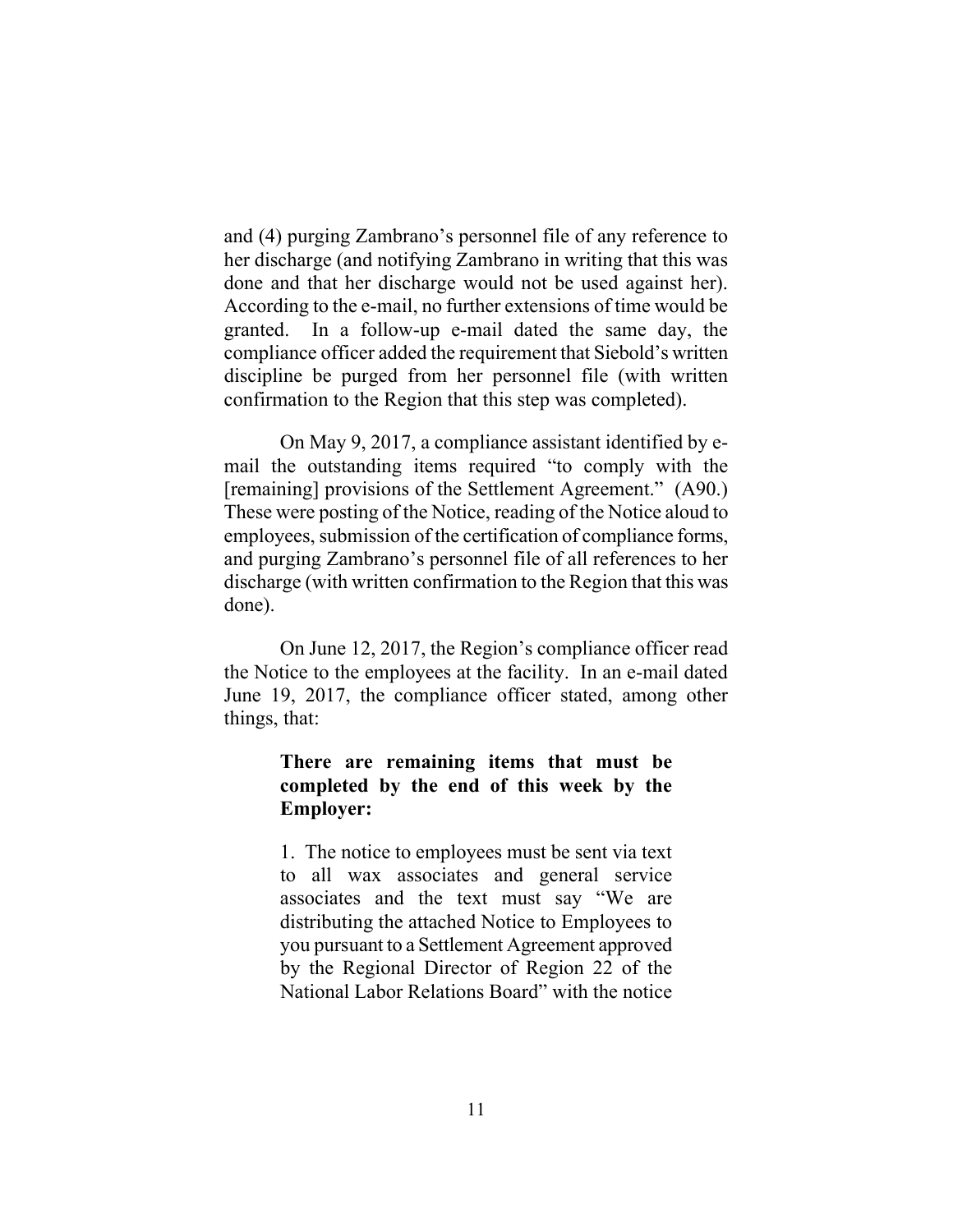and (4) purging Zambrano's personnel file of any reference to her discharge (and notifying Zambrano in writing that this was done and that her discharge would not be used against her). According to the e-mail, no further extensions of time would be granted. In a follow-up e-mail dated the same day, the compliance officer added the requirement that Siebold's written discipline be purged from her personnel file (with written confirmation to the Region that this step was completed).

On May 9, 2017, a compliance assistant identified by e-mail the outstanding items required "to comply with the [remaining] provisions of the Settlement Agreement." (A90.) These were posting of the Notice, reading of the Notice aloud to employees, submission of the certification of compliance forms, and purging Zambrano's personnel file of all references to her discharge (with written confirmation to the Region that this was done).

On June 12, 2017, the Region's compliance officer read the Notice to the employees at the facility. In an e-mail dated June 19, 2017, the compliance officer stated, among other things, that:

> **There are remaining items that must be completed by the end of this week by the Employer:**
>
> 1. The notice to employees must be sent via text to all wax associates and general service associates and the text must say "We are distributing the attached Notice to Employees to you pursuant to a Settlement Agreement approved by the Regional Director of Region 22 of the National Labor Relations Board" with the notice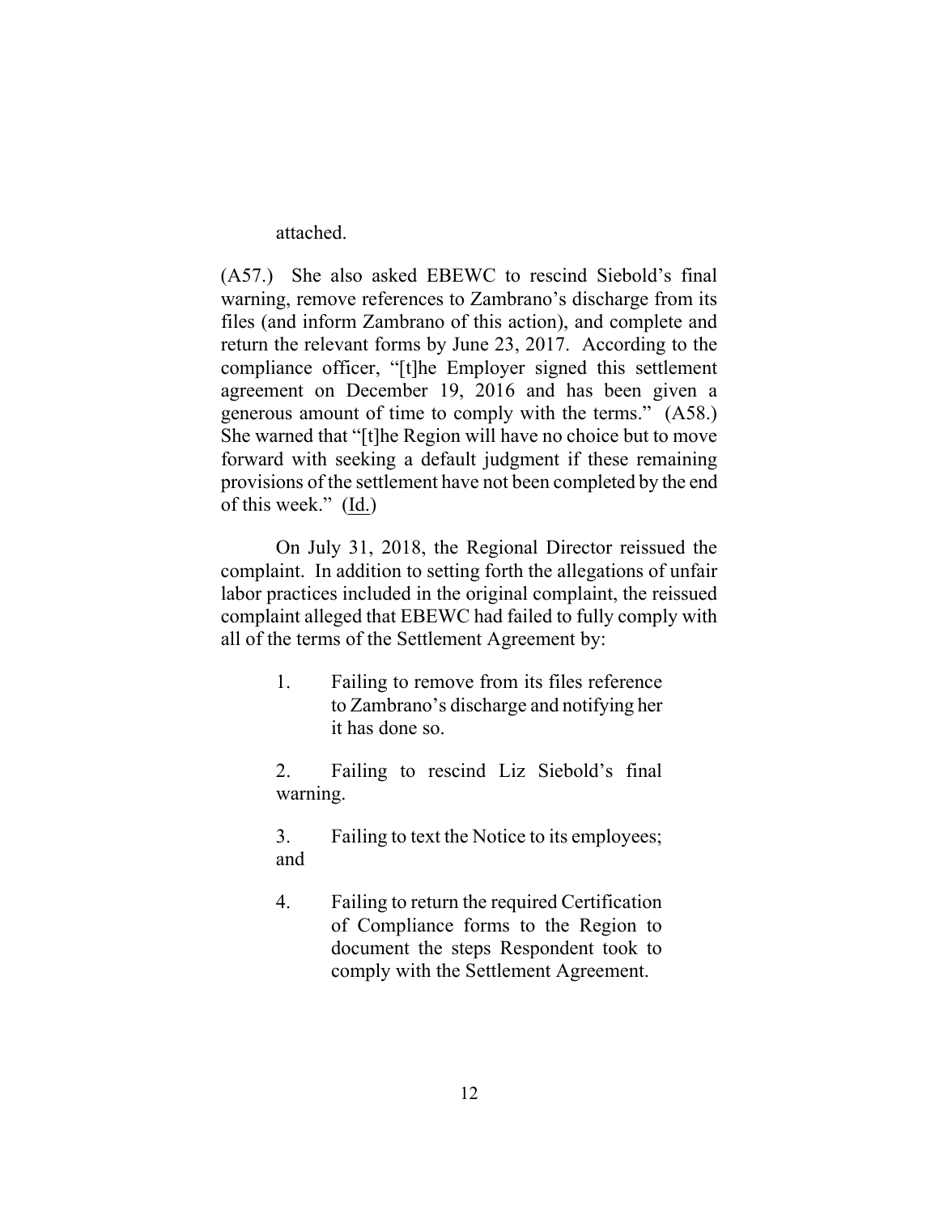attached.

(A57.) She also asked EBEWC to rescind Siebold's final warning, remove references to Zambrano's discharge from its files (and inform Zambrano of this action), and complete and return the relevant forms by June 23, 2017. According to the compliance officer, "[t]he Employer signed this settlement agreement on December 19, 2016 and has been given a generous amount of time to comply with the terms." (A58.) She warned that "[t]he Region will have no choice but to move forward with seeking a default judgment if these remaining provisions of the settlement have not been completed by the end of this week." (Id.)

On July 31, 2018, the Regional Director reissued the complaint. In addition to setting forth the allegations of unfair labor practices included in the original complaint, the reissued complaint alleged that EBEWC had failed to fully comply with all of the terms of the Settlement Agreement by:

> 1. Failing to remove from its files reference to Zambrano's discharge and notifying her it has done so.
>
> 2. Failing to rescind Liz Siebold's final warning.
>
> 3. Failing to text the Notice to its employees; and
>
> 4. Failing to return the required Certification of Compliance forms to the Region to document the steps Respondent took to comply with the Settlement Agreement.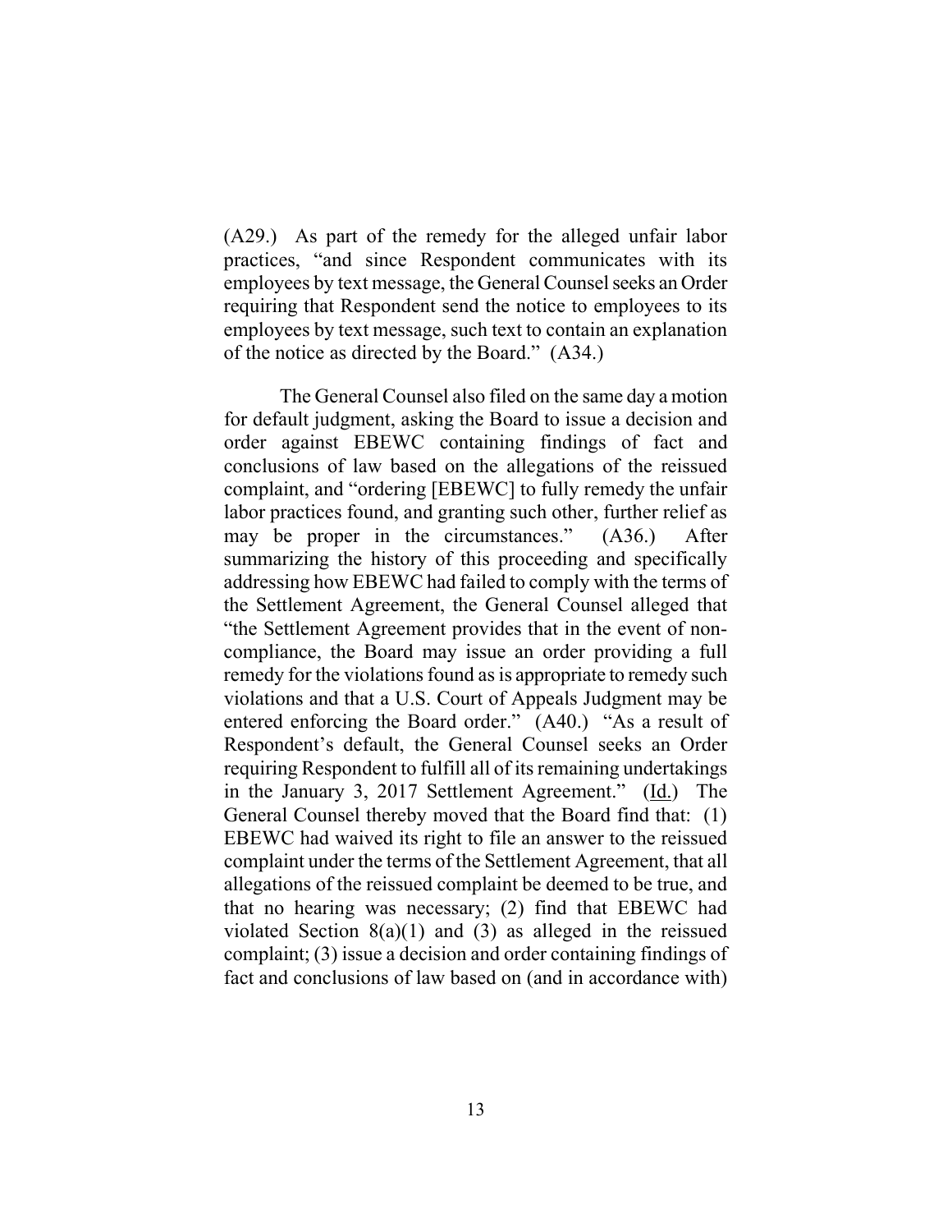(A29.) As part of the remedy for the alleged unfair labor practices, "and since Respondent communicates with its employees by text message, the General Counsel seeks an Order requiring that Respondent send the notice to employees to its employees by text message, such text to contain an explanation of the notice as directed by the Board." (A34.)

The General Counsel also filed on the same day a motion for default judgment, asking the Board to issue a decision and order against EBEWC containing findings of fact and conclusions of law based on the allegations of the reissued complaint, and "ordering [EBEWC] to fully remedy the unfair labor practices found, and granting such other, further relief as may be proper in the circumstances." (A36.) After summarizing the history of this proceeding and specifically addressing how EBEWC had failed to comply with the terms of the Settlement Agreement, the General Counsel alleged that "the Settlement Agreement provides that in the event of non-compliance, the Board may issue an order providing a full remedy for the violations found as is appropriate to remedy such violations and that a U.S. Court of Appeals Judgment may be entered enforcing the Board order." (A40.) "As a result of Respondent's default, the General Counsel seeks an Order requiring Respondent to fulfill all of its remaining undertakings in the January 3, 2017 Settlement Agreement." (Id.) The General Counsel thereby moved that the Board find that: (1) EBEWC had waived its right to file an answer to the reissued complaint under the terms of the Settlement Agreement, that all allegations of the reissued complaint be deemed to be true, and that no hearing was necessary; (2) find that EBEWC had violated Section 8(a)(1) and (3) as alleged in the reissued complaint; (3) issue a decision and order containing findings of fact and conclusions of law based on (and in accordance with)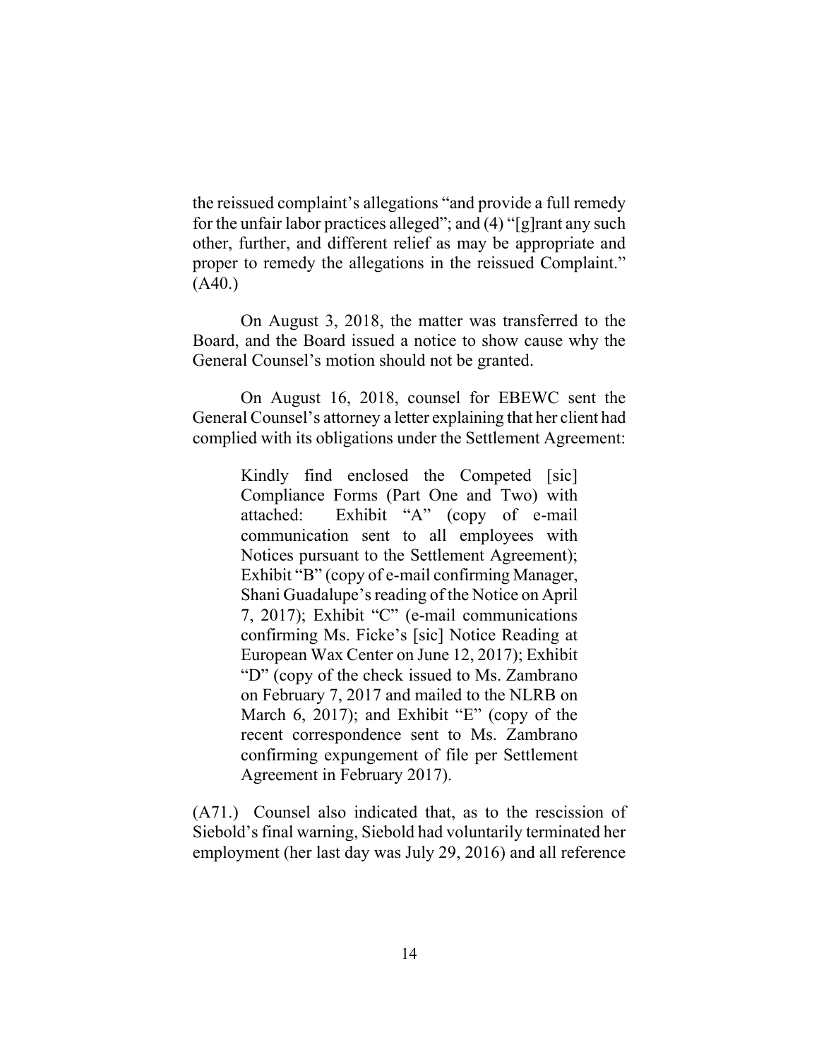the reissued complaint's allegations "and provide a full remedy for the unfair labor practices alleged"; and (4) "[g]rant any such other, further, and different relief as may be appropriate and proper to remedy the allegations in the reissued Complaint." (A40.)

On August 3, 2018, the matter was transferred to the Board, and the Board issued a notice to show cause why the General Counsel's motion should not be granted.

On August 16, 2018, counsel for EBEWC sent the General Counsel's attorney a letter explaining that her client had complied with its obligations under the Settlement Agreement:

> Kindly find enclosed the Competed [sic] Compliance Forms (Part One and Two) with attached: Exhibit "A" (copy of e-mail communication sent to all employees with Notices pursuant to the Settlement Agreement); Exhibit "B" (copy of e-mail confirming Manager, Shani Guadalupe's reading of the Notice on April 7, 2017); Exhibit "C" (e-mail communications confirming Ms. Ficke's [sic] Notice Reading at European Wax Center on June 12, 2017); Exhibit "D" (copy of the check issued to Ms. Zambrano on February 7, 2017 and mailed to the NLRB on March 6, 2017); and Exhibit "E" (copy of the recent correspondence sent to Ms. Zambrano confirming expungement of file per Settlement Agreement in February 2017).

(A71.) Counsel also indicated that, as to the rescission of Siebold's final warning, Siebold had voluntarily terminated her employment (her last day was July 29, 2016) and all reference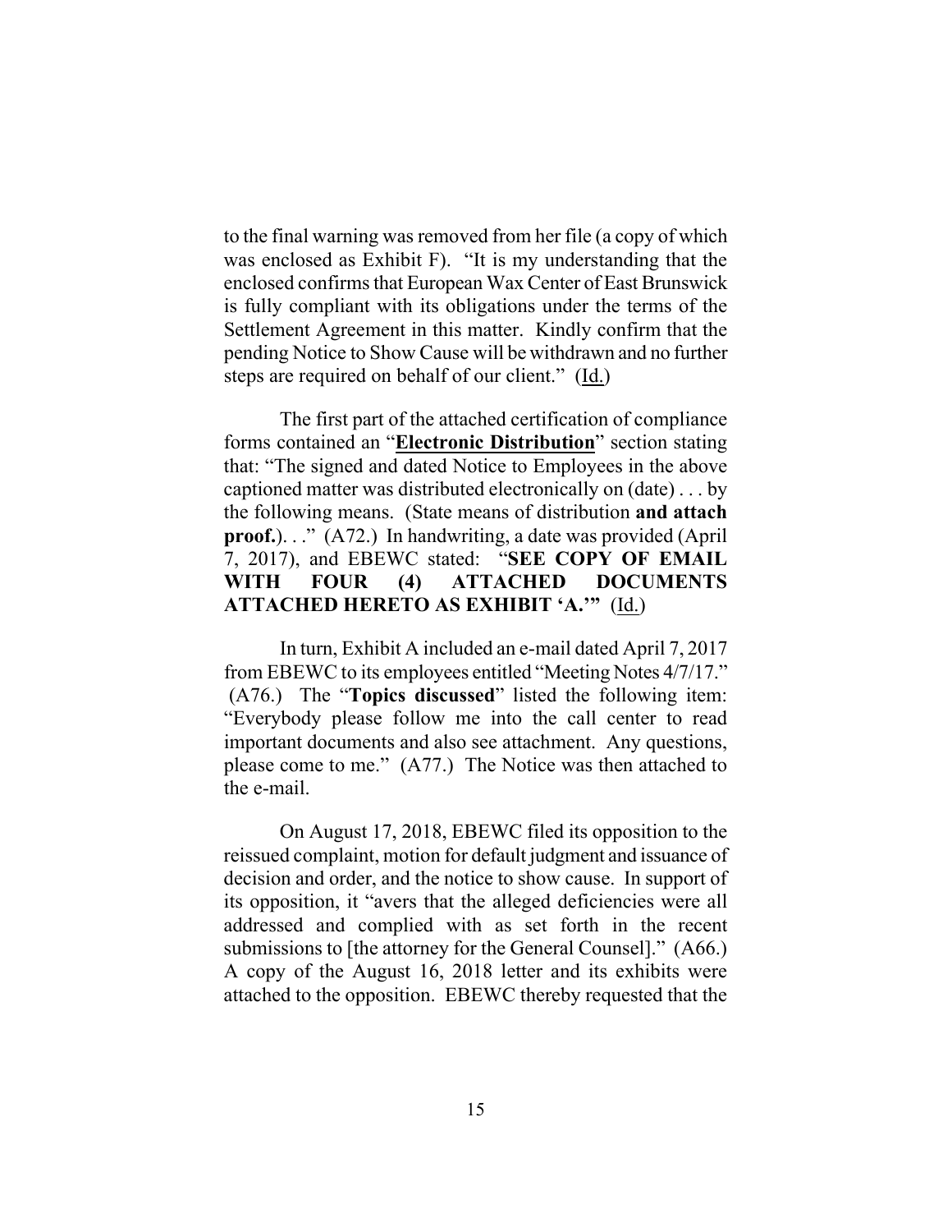to the final warning was removed from her file (a copy of which was enclosed as Exhibit F). "It is my understanding that the enclosed confirms that European Wax Center of East Brunswick is fully compliant with its obligations under the terms of the Settlement Agreement in this matter. Kindly confirm that the pending Notice to Show Cause will be withdrawn and no further steps are required on behalf of our client." (Id.)

The first part of the attached certification of compliance forms contained an "**Electronic Distribution**" section stating that: "The signed and dated Notice to Employees in the above captioned matter was distributed electronically on (date) . . . by the following means. (State means of distribution **and attach proof.**). . ." (A72.) In handwriting, a date was provided (April 7, 2017), and EBEWC stated: "**SEE COPY OF EMAIL WITH FOUR (4) ATTACHED DOCUMENTS ATTACHED HERETO AS EXHIBIT 'A.'**" (Id.)

In turn, Exhibit A included an e-mail dated April 7, 2017 from EBEWC to its employees entitled "Meeting Notes 4/7/17." (A76.) The "**Topics discussed**" listed the following item: "Everybody please follow me into the call center to read important documents and also see attachment. Any questions, please come to me." (A77.) The Notice was then attached to the e-mail.

On August 17, 2018, EBEWC filed its opposition to the reissued complaint, motion for default judgment and issuance of decision and order, and the notice to show cause. In support of its opposition, it "avers that the alleged deficiencies were all addressed and complied with as set forth in the recent submissions to [the attorney for the General Counsel]." (A66.) A copy of the August 16, 2018 letter and its exhibits were attached to the opposition. EBEWC thereby requested that the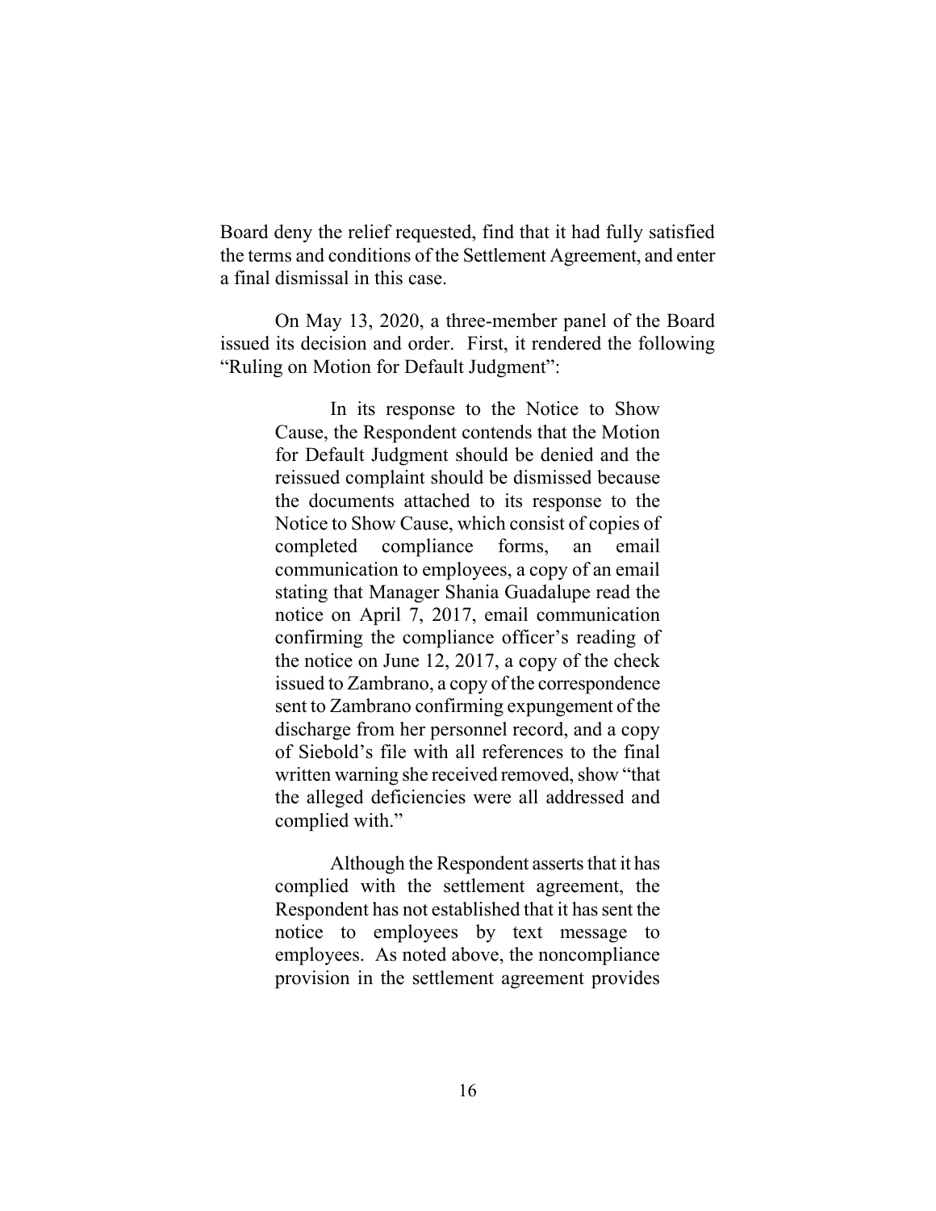Board deny the relief requested, find that it had fully satisfied the terms and conditions of the Settlement Agreement, and enter a final dismissal in this case.

On May 13, 2020, a three-member panel of the Board issued its decision and order. First, it rendered the following "Ruling on Motion for Default Judgment":

> In its response to the Notice to Show Cause, the Respondent contends that the Motion for Default Judgment should be denied and the reissued complaint should be dismissed because the documents attached to its response to the Notice to Show Cause, which consist of copies of completed compliance forms, an email communication to employees, a copy of an email stating that Manager Shania Guadalupe read the notice on April 7, 2017, email communication confirming the compliance officer's reading of the notice on June 12, 2017, a copy of the check issued to Zambrano, a copy of the correspondence sent to Zambrano confirming expungement of the discharge from her personnel record, and a copy of Siebold's file with all references to the final written warning she received removed, show "that the alleged deficiencies were all addressed and complied with."
>
> Although the Respondent asserts that it has complied with the settlement agreement, the Respondent has not established that it has sent the notice to employees by text message to employees. As noted above, the noncompliance provision in the settlement agreement provides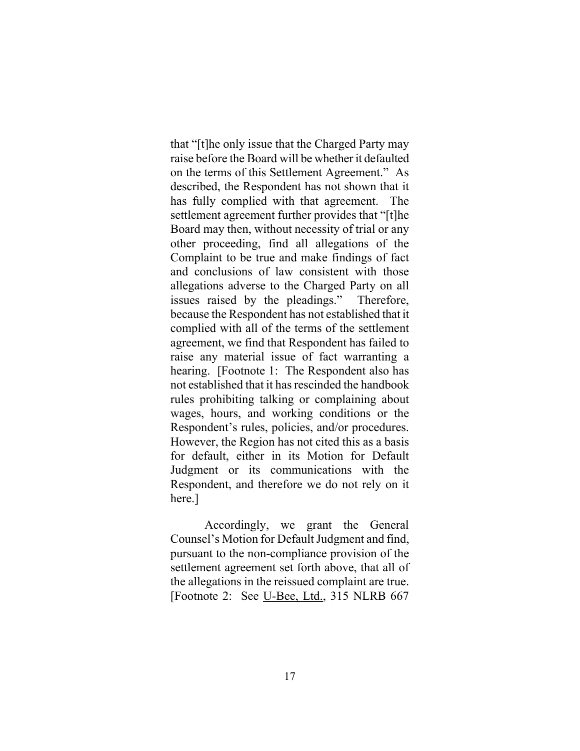that "[t]he only issue that the Charged Party may raise before the Board will be whether it defaulted on the terms of this Settlement Agreement." As described, the Respondent has not shown that it has fully complied with that agreement. The settlement agreement further provides that "[t]he Board may then, without necessity of trial or any other proceeding, find all allegations of the Complaint to be true and make findings of fact and conclusions of law consistent with those allegations adverse to the Charged Party on all issues raised by the pleadings." Therefore, because the Respondent has not established that it complied with all of the terms of the settlement agreement, we find that Respondent has failed to raise any material issue of fact warranting a hearing. [Footnote 1: The Respondent also has not established that it has rescinded the handbook rules prohibiting talking or complaining about wages, hours, and working conditions or the Respondent's rules, policies, and/or procedures. However, the Region has not cited this as a basis for default, either in its Motion for Default Judgment or its communications with the Respondent, and therefore we do not rely on it here.]

Accordingly, we grant the General Counsel's Motion for Default Judgment and find, pursuant to the non-compliance provision of the settlement agreement set forth above, that all of the allegations in the reissued complaint are true. [Footnote 2: See U-Bee, Ltd., 315 NLRB 667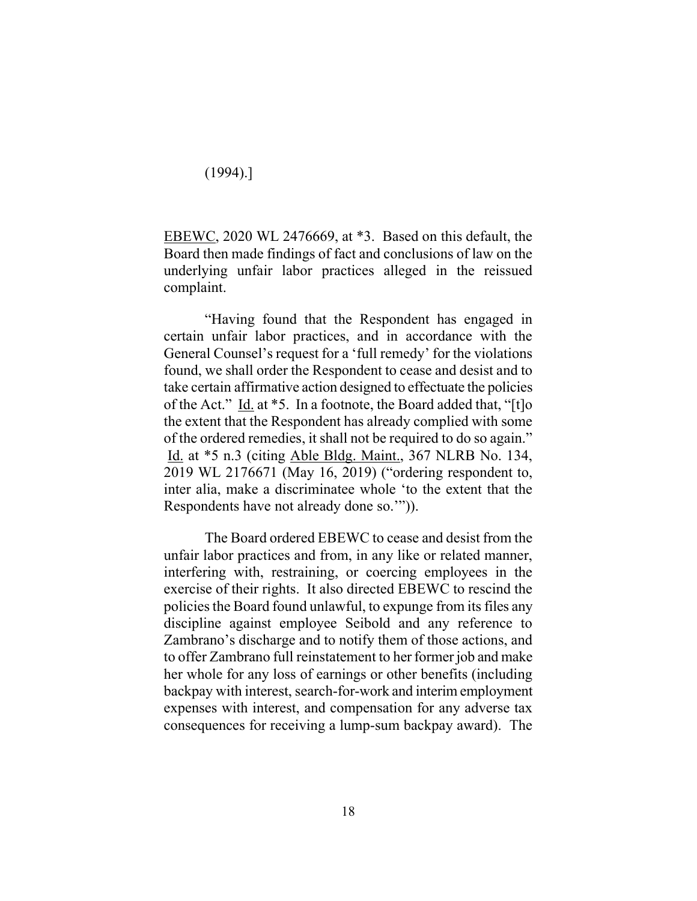(1994).]

EBEWC, 2020 WL 2476669, at *3. Based on this default, the Board then made findings of fact and conclusions of law on the underlying unfair labor practices alleged in the reissued complaint.

"Having found that the Respondent has engaged in certain unfair labor practices, and in accordance with the General Counsel's request for a 'full remedy' for the violations found, we shall order the Respondent to cease and desist and to take certain affirmative action designed to effectuate the policies of the Act." Id. at *5. In a footnote, the Board added that, "[t]o the extent that the Respondent has already complied with some of the ordered remedies, it shall not be required to do so again." Id. at *5 n.3 (citing Able Bldg. Maint., 367 NLRB No. 134, 2019 WL 2176671 (May 16, 2019) ("ordering respondent to, inter alia, make a discriminatee whole 'to the extent that the Respondents have not already done so.'")).

The Board ordered EBEWC to cease and desist from the unfair labor practices and from, in any like or related manner, interfering with, restraining, or coercing employees in the exercise of their rights. It also directed EBEWC to rescind the policies the Board found unlawful, to expunge from its files any discipline against employee Seibold and any reference to Zambrano's discharge and to notify them of those actions, and to offer Zambrano full reinstatement to her former job and make her whole for any loss of earnings or other benefits (including backpay with interest, search-for-work and interim employment expenses with interest, and compensation for any adverse tax consequences for receiving a lump-sum backpay award). The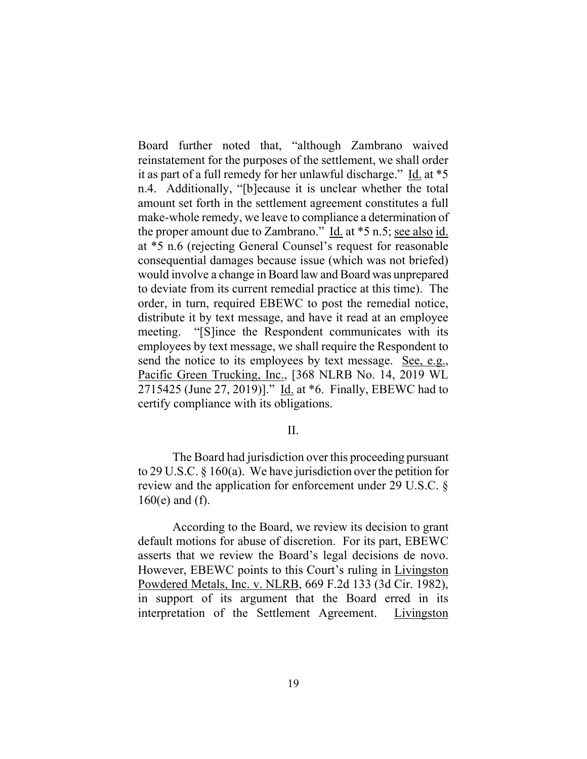Board further noted that, "although Zambrano waived reinstatement for the purposes of the settlement, we shall order it as part of a full remedy for her unlawful discharge." Id. at *5 n.4. Additionally, "[b]ecause it is unclear whether the total amount set forth in the settlement agreement constitutes a full make-whole remedy, we leave to compliance a determination of the proper amount due to Zambrano." Id. at *5 n.5; see also id. at *5 n.6 (rejecting General Counsel's request for reasonable consequential damages because issue (which was not briefed) would involve a change in Board law and Board was unprepared to deviate from its current remedial practice at this time). The order, in turn, required EBEWC to post the remedial notice, distribute it by text message, and have it read at an employee meeting. "[S]ince the Respondent communicates with its employees by text message, we shall require the Respondent to send the notice to its employees by text message. See, e.g., Pacific Green Trucking, Inc., [368 NLRB No. 14, 2019 WL 2715425 (June 27, 2019)]." Id. at *6. Finally, EBEWC had to certify compliance with its obligations.

## II.

The Board had jurisdiction over this proceeding pursuant to 29 U.S.C. § 160(a). We have jurisdiction over the petition for review and the application for enforcement under 29 U.S.C. § 160(e) and (f).

According to the Board, we review its decision to grant default motions for abuse of discretion. For its part, EBEWC asserts that we review the Board's legal decisions de novo. However, EBEWC points to this Court's ruling in Livingston Powdered Metals, Inc. v. NLRB, 669 F.2d 133 (3d Cir. 1982), in support of its argument that the Board erred in its interpretation of the Settlement Agreement. Livingston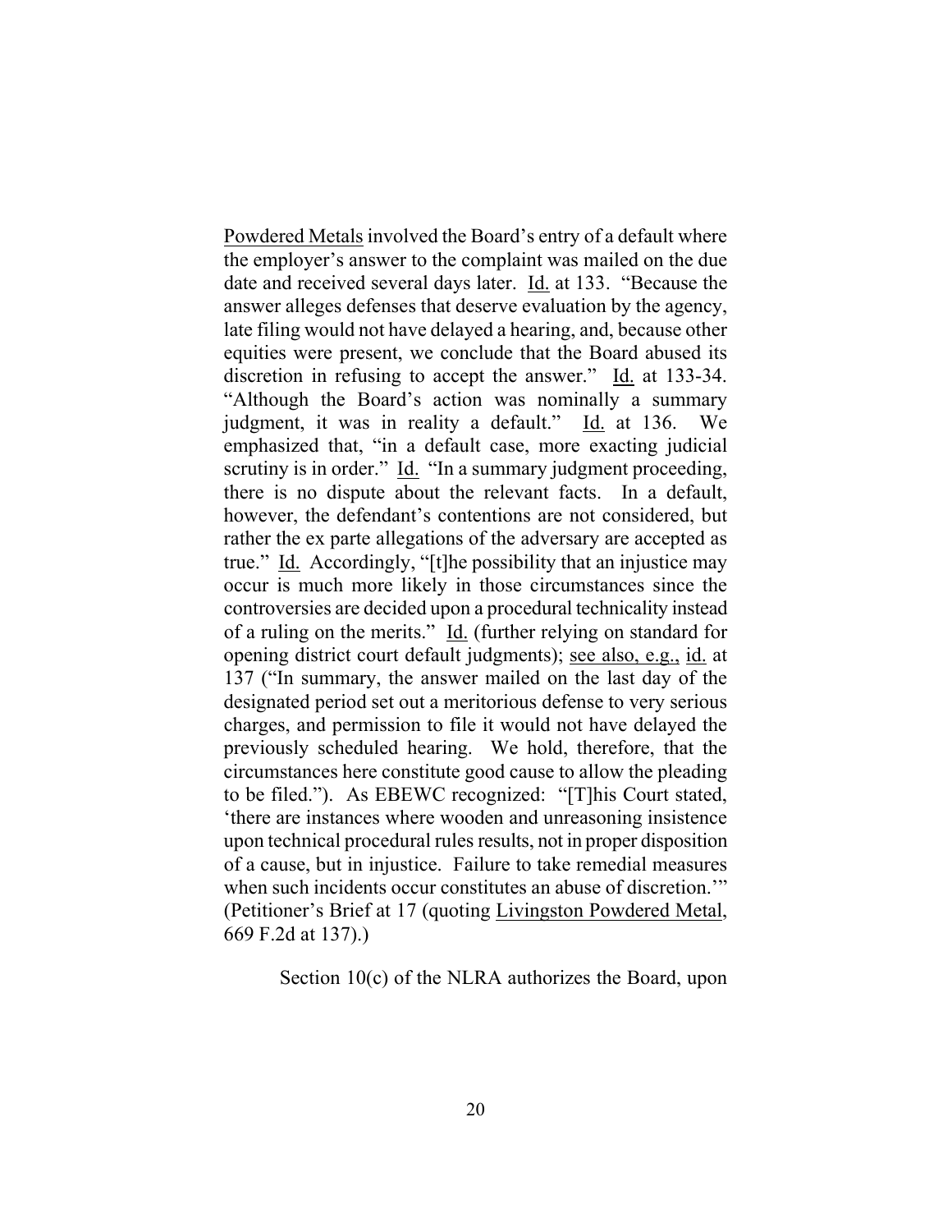Powdered Metals involved the Board's entry of a default where the employer's answer to the complaint was mailed on the due date and received several days later. Id. at 133. "Because the answer alleges defenses that deserve evaluation by the agency, late filing would not have delayed a hearing, and, because other equities were present, we conclude that the Board abused its discretion in refusing to accept the answer." Id. at 133-34. "Although the Board's action was nominally a summary judgment, it was in reality a default." Id. at 136. We emphasized that, "in a default case, more exacting judicial scrutiny is in order." Id. "In a summary judgment proceeding, there is no dispute about the relevant facts. In a default, however, the defendant's contentions are not considered, but rather the ex parte allegations of the adversary are accepted as true." Id. Accordingly, "[t]he possibility that an injustice may occur is much more likely in those circumstances since the controversies are decided upon a procedural technicality instead of a ruling on the merits." Id. (further relying on standard for opening district court default judgments); see also, e.g., id. at 137 ("In summary, the answer mailed on the last day of the designated period set out a meritorious defense to very serious charges, and permission to file it would not have delayed the previously scheduled hearing. We hold, therefore, that the circumstances here constitute good cause to allow the pleading to be filed."). As EBEWC recognized: "[T]his Court stated, 'there are instances where wooden and unreasoning insistence upon technical procedural rules results, not in proper disposition of a cause, but in injustice. Failure to take remedial measures when such incidents occur constitutes an abuse of discretion.'" (Petitioner's Brief at 17 (quoting Livingston Powdered Metal, 669 F.2d at 137).)

Section 10(c) of the NLRA authorizes the Board, upon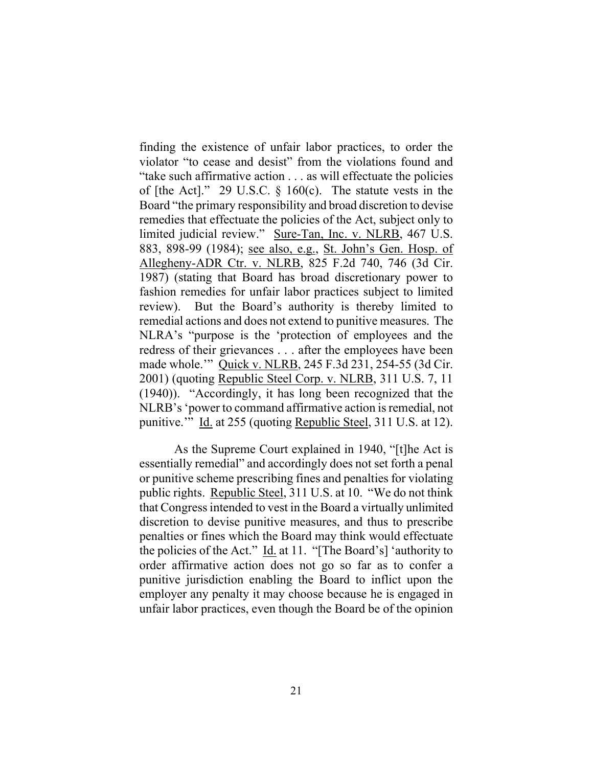finding the existence of unfair labor practices, to order the violator "to cease and desist" from the violations found and "take such affirmative action . . . as will effectuate the policies of [the Act]." 29 U.S.C. § 160(c). The statute vests in the Board "the primary responsibility and broad discretion to devise remedies that effectuate the policies of the Act, subject only to limited judicial review." Sure-Tan, Inc. v. NLRB, 467 U.S. 883, 898-99 (1984); see also, e.g., St. John's Gen. Hosp. of Allegheny-ADR Ctr. v. NLRB, 825 F.2d 740, 746 (3d Cir. 1987) (stating that Board has broad discretionary power to fashion remedies for unfair labor practices subject to limited review). But the Board's authority is thereby limited to remedial actions and does not extend to punitive measures. The NLRA's "purpose is the 'protection of employees and the redress of their grievances . . . after the employees have been made whole.'" Quick v. NLRB, 245 F.3d 231, 254-55 (3d Cir. 2001) (quoting Republic Steel Corp. v. NLRB, 311 U.S. 7, 11 (1940)). "Accordingly, it has long been recognized that the NLRB's 'power to command affirmative action is remedial, not punitive.'" Id. at 255 (quoting Republic Steel, 311 U.S. at 12).

As the Supreme Court explained in 1940, "[t]he Act is essentially remedial" and accordingly does not set forth a penal or punitive scheme prescribing fines and penalties for violating public rights. Republic Steel, 311 U.S. at 10. "We do not think that Congress intended to vest in the Board a virtually unlimited discretion to devise punitive measures, and thus to prescribe penalties or fines which the Board may think would effectuate the policies of the Act." Id. at 11. "[The Board's] 'authority to order affirmative action does not go so far as to confer a punitive jurisdiction enabling the Board to inflict upon the employer any penalty it may choose because he is engaged in unfair labor practices, even though the Board be of the opinion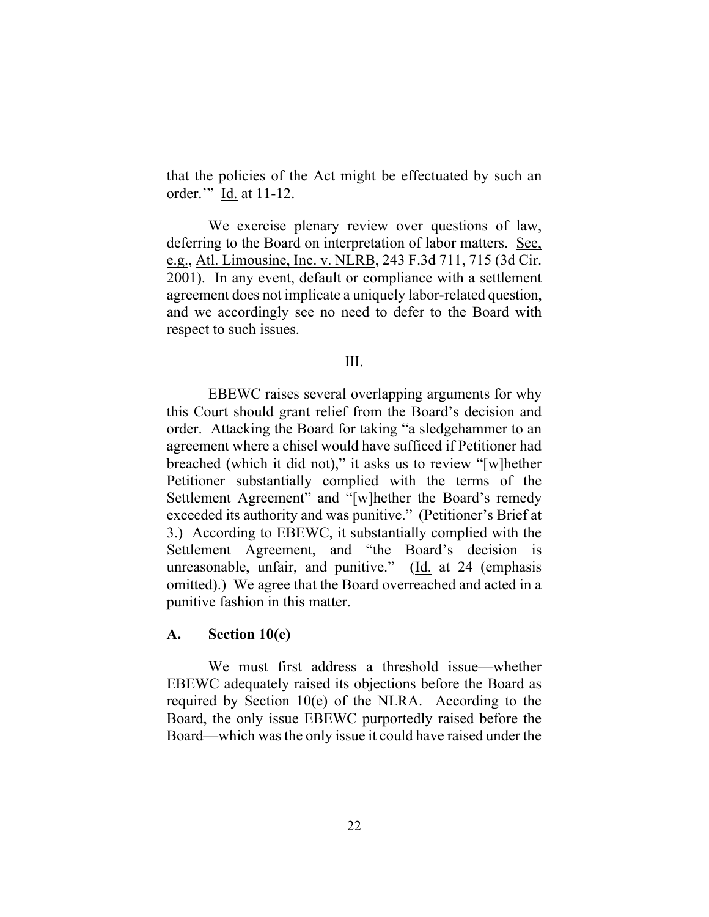that the policies of the Act might be effectuated by such an order.'" Id. at 11-12.

We exercise plenary review over questions of law, deferring to the Board on interpretation of labor matters. See, e.g., Atl. Limousine, Inc. v. NLRB, 243 F.3d 711, 715 (3d Cir. 2001). In any event, default or compliance with a settlement agreement does not implicate a uniquely labor-related question, and we accordingly see no need to defer to the Board with respect to such issues.

III.

EBEWC raises several overlapping arguments for why this Court should grant relief from the Board's decision and order. Attacking the Board for taking "a sledgehammer to an agreement where a chisel would have sufficed if Petitioner had breached (which it did not)," it asks us to review "[w]hether Petitioner substantially complied with the terms of the Settlement Agreement" and "[w]hether the Board's remedy exceeded its authority and was punitive." (Petitioner's Brief at 3.) According to EBEWC, it substantially complied with the Settlement Agreement, and "the Board's decision is unreasonable, unfair, and punitive." (Id. at 24 (emphasis omitted).) We agree that the Board overreached and acted in a punitive fashion in this matter.

**A. Section 10(e)**

We must first address a threshold issue—whether EBEWC adequately raised its objections before the Board as required by Section 10(e) of the NLRA. According to the Board, the only issue EBEWC purportedly raised before the Board—which was the only issue it could have raised under the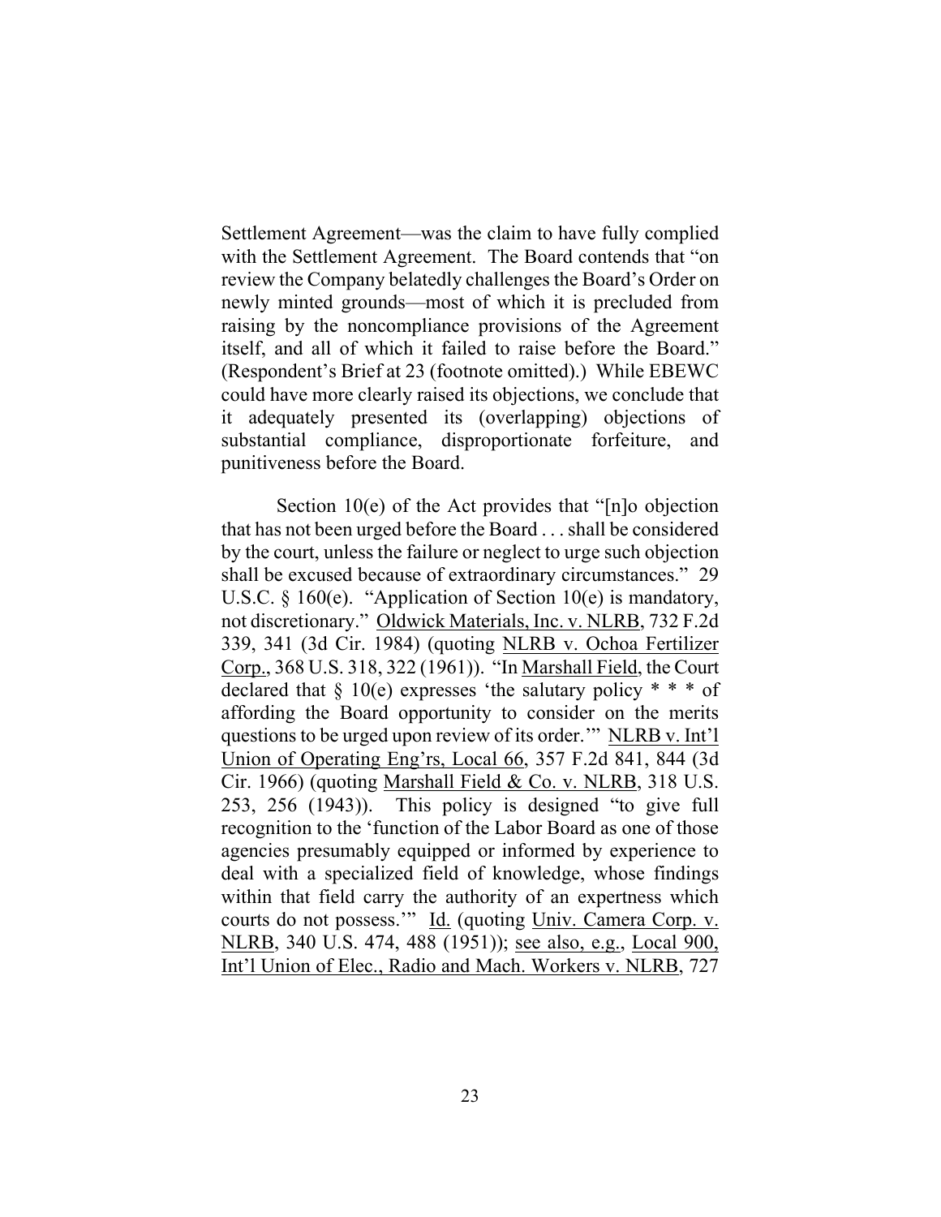Settlement Agreement—was the claim to have fully complied with the Settlement Agreement. The Board contends that "on review the Company belatedly challenges the Board's Order on newly minted grounds—most of which it is precluded from raising by the noncompliance provisions of the Agreement itself, and all of which it failed to raise before the Board." (Respondent's Brief at 23 (footnote omitted).) While EBEWC could have more clearly raised its objections, we conclude that it adequately presented its (overlapping) objections of substantial compliance, disproportionate forfeiture, and punitiveness before the Board.

Section 10(e) of the Act provides that "[n]o objection that has not been urged before the Board . . . shall be considered by the court, unless the failure or neglect to urge such objection shall be excused because of extraordinary circumstances." 29 U.S.C. § 160(e). "Application of Section 10(e) is mandatory, not discretionary." Oldwick Materials, Inc. v. NLRB, 732 F.2d 339, 341 (3d Cir. 1984) (quoting NLRB v. Ochoa Fertilizer Corp., 368 U.S. 318, 322 (1961)). "In Marshall Field, the Court declared that § 10(e) expresses 'the salutary policy * * * of affording the Board opportunity to consider on the merits questions to be urged upon review of its order.'" NLRB v. Int'l Union of Operating Eng'rs, Local 66, 357 F.2d 841, 844 (3d Cir. 1966) (quoting Marshall Field & Co. v. NLRB, 318 U.S. 253, 256 (1943)). This policy is designed "to give full recognition to the 'function of the Labor Board as one of those agencies presumably equipped or informed by experience to deal with a specialized field of knowledge, whose findings within that field carry the authority of an expertness which courts do not possess.'" Id. (quoting Univ. Camera Corp. v. NLRB, 340 U.S. 474, 488 (1951)); see also, e.g., Local 900, Int'l Union of Elec., Radio and Mach. Workers v. NLRB, 727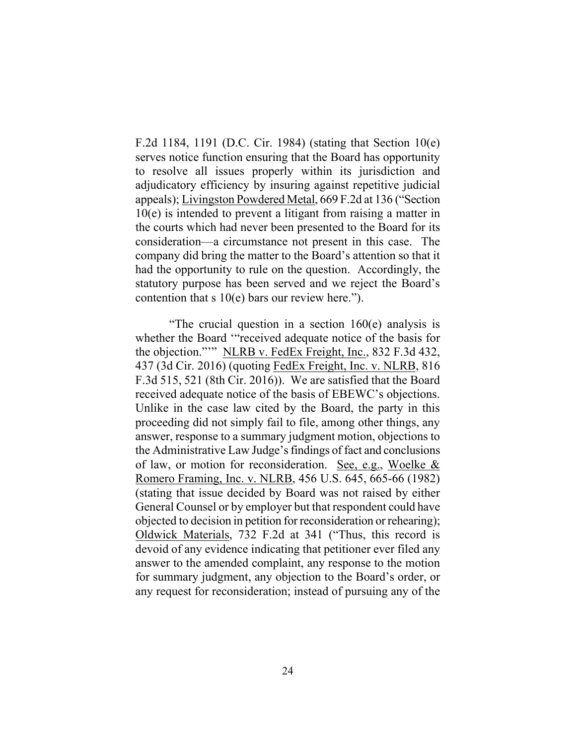F.2d 1184, 1191 (D.C. Cir. 1984) (stating that Section 10(e) serves notice function ensuring that the Board has opportunity to resolve all issues properly within its jurisdiction and adjudicatory efficiency by insuring against repetitive judicial appeals); Livingston Powdered Metal, 669 F.2d at 136 ("Section 10(e) is intended to prevent a litigant from raising a matter in the courts which had never been presented to the Board for its consideration—a circumstance not present in this case. The company did bring the matter to the Board's attention so that it had the opportunity to rule on the question. Accordingly, the statutory purpose has been served and we reject the Board's contention that s 10(e) bars our review here.").

"The crucial question in a section 160(e) analysis is whether the Board '"received adequate notice of the basis for the objection."'" NLRB v. FedEx Freight, Inc., 832 F.3d 432, 437 (3d Cir. 2016) (quoting FedEx Freight, Inc. v. NLRB, 816 F.3d 515, 521 (8th Cir. 2016)). We are satisfied that the Board received adequate notice of the basis of EBEWC's objections. Unlike in the case law cited by the Board, the party in this proceeding did not simply fail to file, among other things, any answer, response to a summary judgment motion, objections to the Administrative Law Judge's findings of fact and conclusions of law, or motion for reconsideration. See, e.g., Woelke & Romero Framing, Inc. v. NLRB, 456 U.S. 645, 665-66 (1982) (stating that issue decided by Board was not raised by either General Counsel or by employer but that respondent could have objected to decision in petition for reconsideration or rehearing); Oldwick Materials, 732 F.2d at 341 ("Thus, this record is devoid of any evidence indicating that petitioner ever filed any answer to the amended complaint, any response to the motion for summary judgment, any objection to the Board's order, or any request for reconsideration; instead of pursuing any of the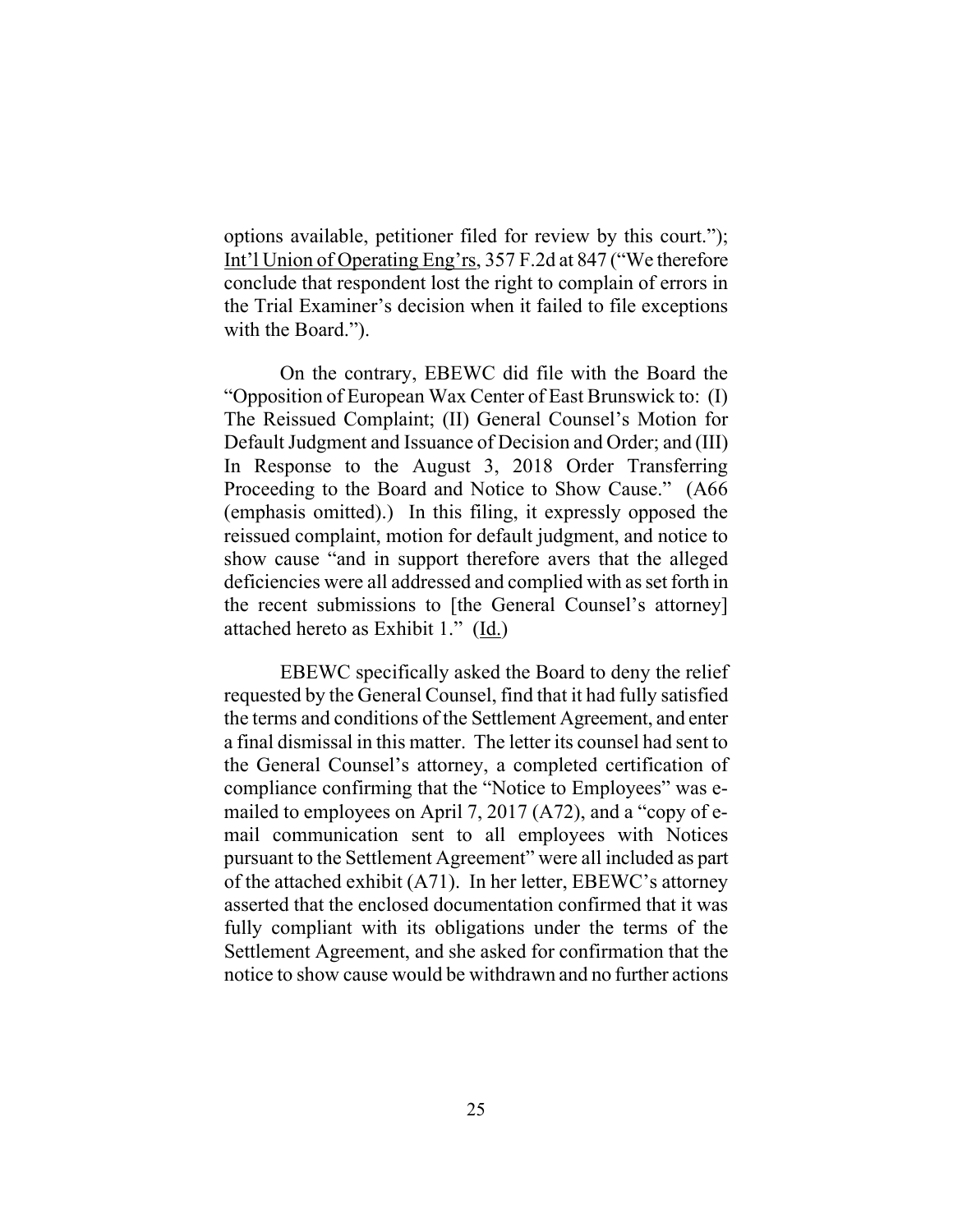options available, petitioner filed for review by this court."); Int'l Union of Operating Eng'rs, 357 F.2d at 847 ("We therefore conclude that respondent lost the right to complain of errors in the Trial Examiner's decision when it failed to file exceptions with the Board.").

On the contrary, EBEWC did file with the Board the "Opposition of European Wax Center of East Brunswick to: (I) The Reissued Complaint; (II) General Counsel's Motion for Default Judgment and Issuance of Decision and Order; and (III) In Response to the August 3, 2018 Order Transferring Proceeding to the Board and Notice to Show Cause." (A66 (emphasis omitted).) In this filing, it expressly opposed the reissued complaint, motion for default judgment, and notice to show cause "and in support therefore avers that the alleged deficiencies were all addressed and complied with as set forth in the recent submissions to [the General Counsel's attorney] attached hereto as Exhibit 1." (Id.)

EBEWC specifically asked the Board to deny the relief requested by the General Counsel, find that it had fully satisfied the terms and conditions of the Settlement Agreement, and enter a final dismissal in this matter. The letter its counsel had sent to the General Counsel's attorney, a completed certification of compliance confirming that the "Notice to Employees" was e-mailed to employees on April 7, 2017 (A72), and a "copy of e-mail communication sent to all employees with Notices pursuant to the Settlement Agreement" were all included as part of the attached exhibit (A71). In her letter, EBEWC's attorney asserted that the enclosed documentation confirmed that it was fully compliant with its obligations under the terms of the Settlement Agreement, and she asked for confirmation that the notice to show cause would be withdrawn and no further actions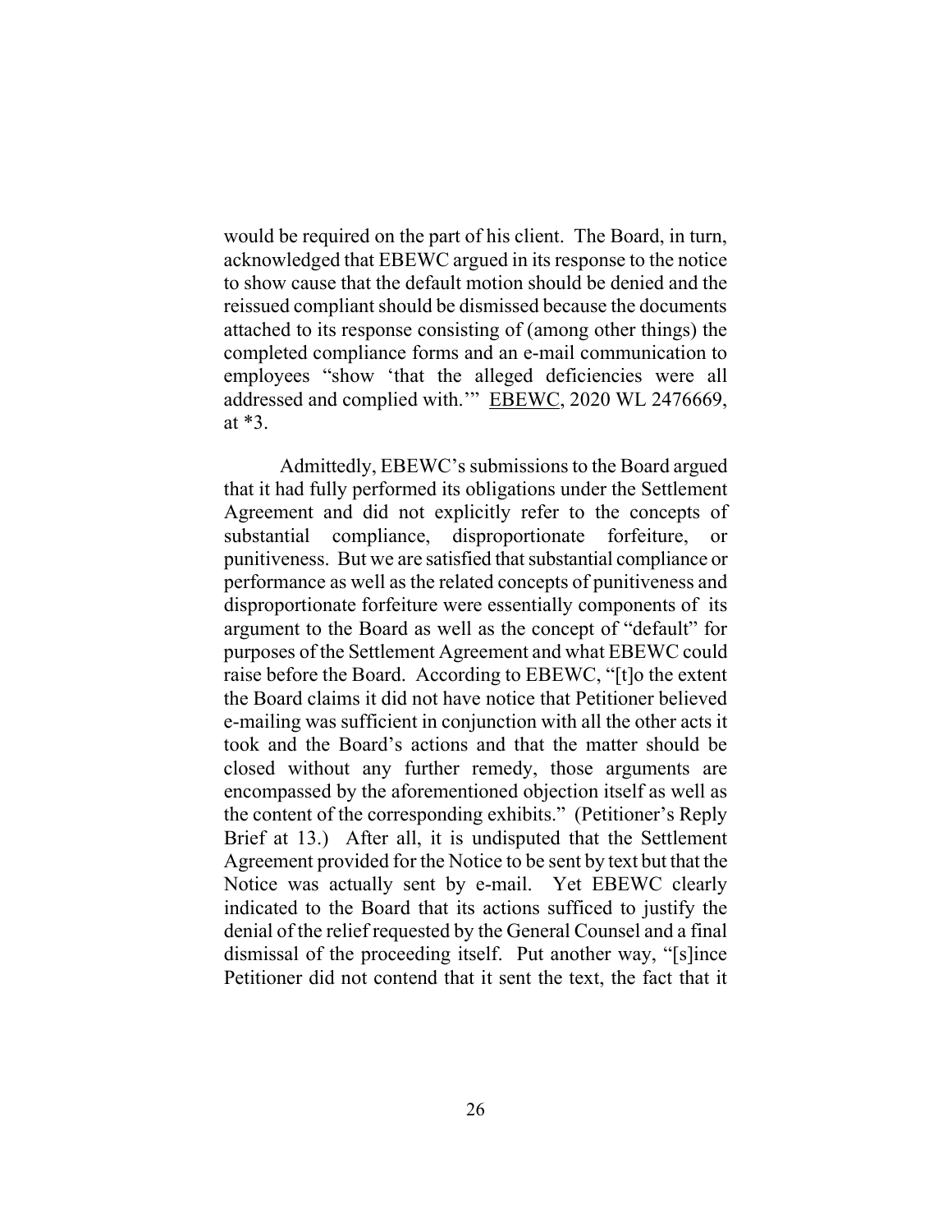would be required on the part of his client. The Board, in turn, acknowledged that EBEWC argued in its response to the notice to show cause that the default motion should be denied and the reissued compliant should be dismissed because the documents attached to its response consisting of (among other things) the completed compliance forms and an e-mail communication to employees "show 'that the alleged deficiencies were all addressed and complied with.'" EBEWC, 2020 WL 2476669, at *3.

Admittedly, EBEWC's submissions to the Board argued that it had fully performed its obligations under the Settlement Agreement and did not explicitly refer to the concepts of substantial compliance, disproportionate forfeiture, or punitiveness. But we are satisfied that substantial compliance or performance as well as the related concepts of punitiveness and disproportionate forfeiture were essentially components of its argument to the Board as well as the concept of "default" for purposes of the Settlement Agreement and what EBEWC could raise before the Board. According to EBEWC, "[t]o the extent the Board claims it did not have notice that Petitioner believed e-mailing was sufficient in conjunction with all the other acts it took and the Board's actions and that the matter should be closed without any further remedy, those arguments are encompassed by the aforementioned objection itself as well as the content of the corresponding exhibits." (Petitioner's Reply Brief at 13.) After all, it is undisputed that the Settlement Agreement provided for the Notice to be sent by text but that the Notice was actually sent by e-mail. Yet EBEWC clearly indicated to the Board that its actions sufficed to justify the denial of the relief requested by the General Counsel and a final dismissal of the proceeding itself. Put another way, "[s]ince Petitioner did not contend that it sent the text, the fact that it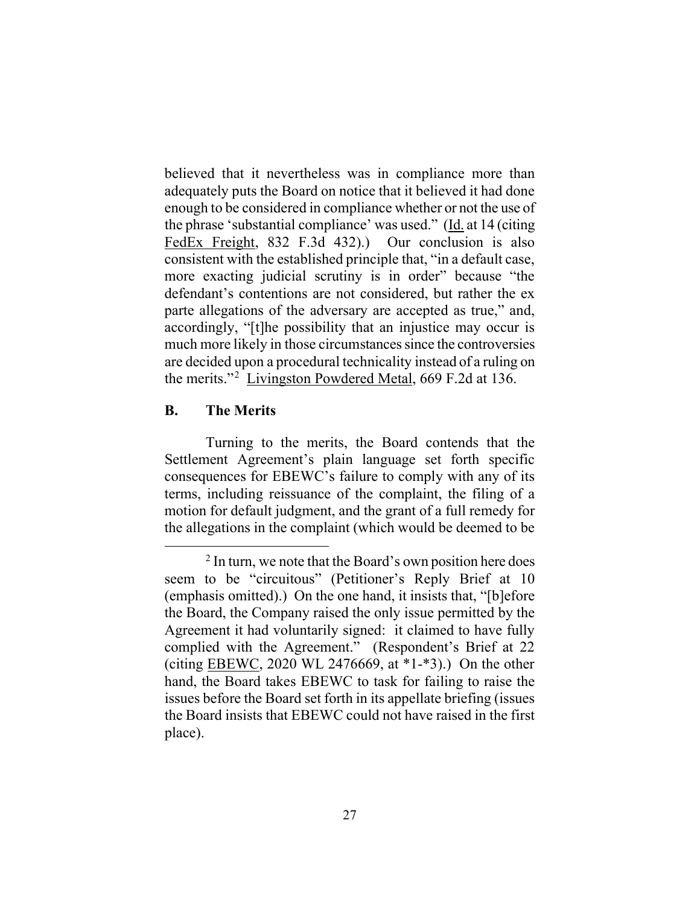believed that it nevertheless was in compliance more than adequately puts the Board on notice that it believed it had done enough to be considered in compliance whether or not the use of the phrase 'substantial compliance' was used." (Id. at 14 (citing FedEx Freight, 832 F.3d 432).) Our conclusion is also consistent with the established principle that, "in a default case, more exacting judicial scrutiny is in order" because "the defendant's contentions are not considered, but rather the ex parte allegations of the adversary are accepted as true," and, accordingly, "[t]he possibility that an injustice may occur is much more likely in those circumstances since the controversies are decided upon a procedural technicality instead of a ruling on the merits."[2] Livingston Powdered Metal, 669 F.2d at 136.

### B. The Merits

Turning to the merits, the Board contends that the Settlement Agreement's plain language set forth specific consequences for EBEWC's failure to comply with any of its terms, including reissuance of the complaint, the filing of a motion for default judgment, and the grant of a full remedy for the allegations in the complaint (which would be deemed to be

[2] In turn, we note that the Board's own position here does seem to be "circuitous" (Petitioner's Reply Brief at 10 (emphasis omitted).) On the one hand, it insists that, "[b]efore the Board, the Company raised the only issue permitted by the Agreement it had voluntarily signed: it claimed to have fully complied with the Agreement." (Respondent's Brief at 22 (citing EBEWC, 2020 WL 2476669, at *1-*3).) On the other hand, the Board takes EBEWC to task for failing to raise the issues before the Board set forth in its appellate briefing (issues the Board insists that EBEWC could not have raised in the first place).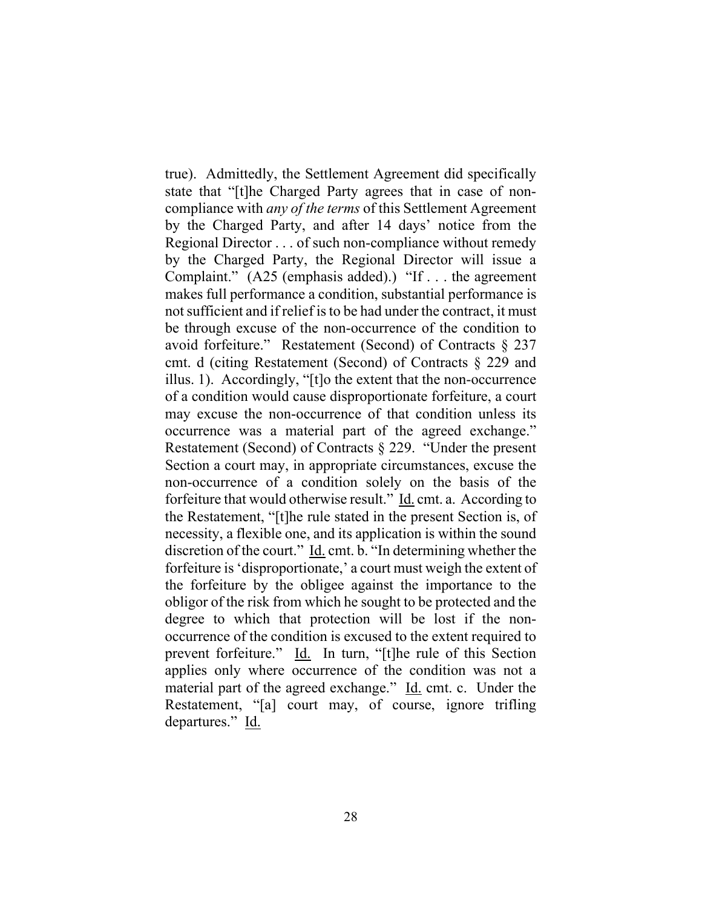true). Admittedly, the Settlement Agreement did specifically state that "[t]he Charged Party agrees that in case of non-compliance with *any of the terms* of this Settlement Agreement by the Charged Party, and after 14 days' notice from the Regional Director . . . of such non-compliance without remedy by the Charged Party, the Regional Director will issue a Complaint." (A25 (emphasis added).) "If . . . the agreement makes full performance a condition, substantial performance is not sufficient and if relief is to be had under the contract, it must be through excuse of the non-occurrence of the condition to avoid forfeiture." Restatement (Second) of Contracts § 237 cmt. d (citing Restatement (Second) of Contracts § 229 and illus. 1). Accordingly, "[t]o the extent that the non-occurrence of a condition would cause disproportionate forfeiture, a court may excuse the non-occurrence of that condition unless its occurrence was a material part of the agreed exchange." Restatement (Second) of Contracts § 229. "Under the present Section a court may, in appropriate circumstances, excuse the non-occurrence of a condition solely on the basis of the forfeiture that would otherwise result." Id. cmt. a. According to the Restatement, "[t]he rule stated in the present Section is, of necessity, a flexible one, and its application is within the sound discretion of the court." Id. cmt. b. "In determining whether the forfeiture is 'disproportionate,' a court must weigh the extent of the forfeiture by the obligee against the importance to the obligor of the risk from which he sought to be protected and the degree to which that protection will be lost if the non-occurrence of the condition is excused to the extent required to prevent forfeiture." Id. In turn, "[t]he rule of this Section applies only where occurrence of the condition was not a material part of the agreed exchange." Id. cmt. c. Under the Restatement, "[a] court may, of course, ignore trifling departures." Id.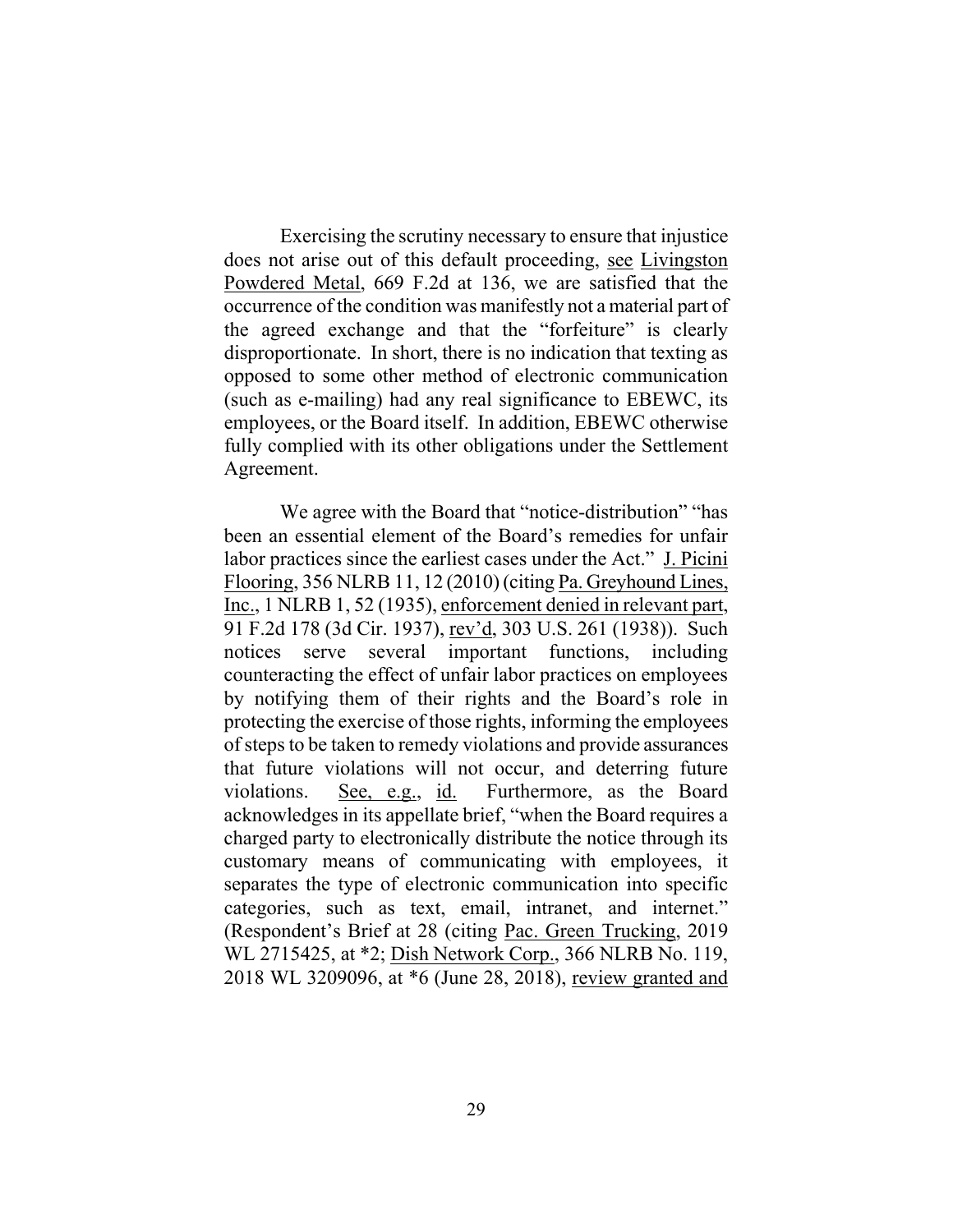Exercising the scrutiny necessary to ensure that injustice does not arise out of this default proceeding, see Livingston Powdered Metal, 669 F.2d at 136, we are satisfied that the occurrence of the condition was manifestly not a material part of the agreed exchange and that the "forfeiture" is clearly disproportionate. In short, there is no indication that texting as opposed to some other method of electronic communication (such as e-mailing) had any real significance to EBEWC, its employees, or the Board itself. In addition, EBEWC otherwise fully complied with its other obligations under the Settlement Agreement.

We agree with the Board that "notice-distribution" "has been an essential element of the Board's remedies for unfair labor practices since the earliest cases under the Act." J. Picini Flooring, 356 NLRB 11, 12 (2010) (citing Pa. Greyhound Lines, Inc., 1 NLRB 1, 52 (1935), enforcement denied in relevant part, 91 F.2d 178 (3d Cir. 1937), rev'd, 303 U.S. 261 (1938)). Such notices serve several important functions, including counteracting the effect of unfair labor practices on employees by notifying them of their rights and the Board's role in protecting the exercise of those rights, informing the employees of steps to be taken to remedy violations and provide assurances that future violations will not occur, and deterring future violations. See, e.g., id. Furthermore, as the Board acknowledges in its appellate brief, "when the Board requires a charged party to electronically distribute the notice through its customary means of communicating with employees, it separates the type of electronic communication into specific categories, such as text, email, intranet, and internet." (Respondent's Brief at 28 (citing Pac. Green Trucking, 2019 WL 2715425, at *2; Dish Network Corp., 366 NLRB No. 119, 2018 WL 3209096, at *6 (June 28, 2018), review granted and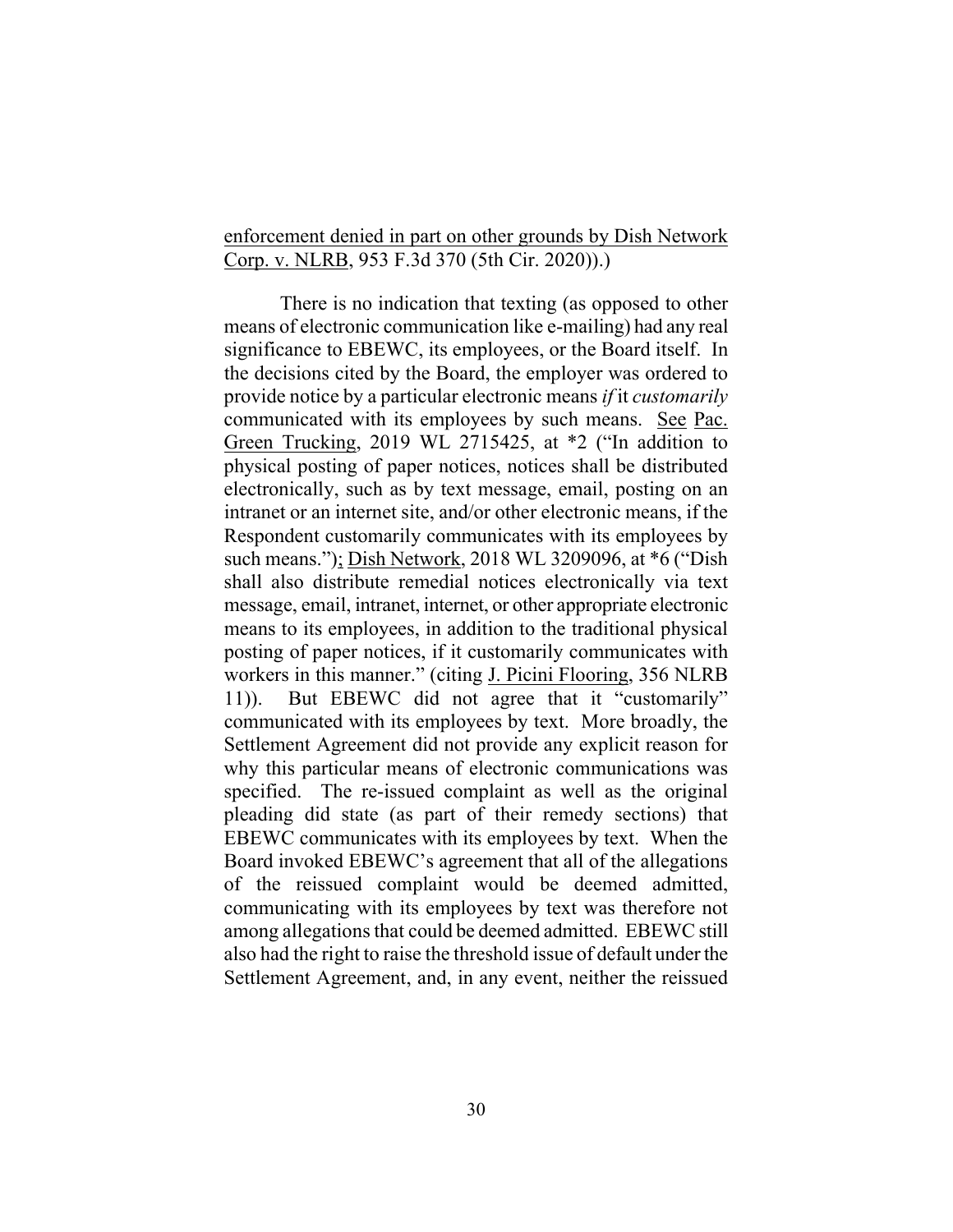enforcement denied in part on other grounds by Dish Network Corp. v. NLRB, 953 F.3d 370 (5th Cir. 2020)).)

There is no indication that texting (as opposed to other means of electronic communication like e-mailing) had any real significance to EBEWC, its employees, or the Board itself. In the decisions cited by the Board, the employer was ordered to provide notice by a particular electronic means *if* it *customarily* communicated with its employees by such means. See Pac. Green Trucking, 2019 WL 2715425, at *2 ("In addition to physical posting of paper notices, notices shall be distributed electronically, such as by text message, email, posting on an intranet or an internet site, and/or other electronic means, if the Respondent customarily communicates with its employees by such means."); Dish Network, 2018 WL 3209096, at *6 ("Dish shall also distribute remedial notices electronically via text message, email, intranet, internet, or other appropriate electronic means to its employees, in addition to the traditional physical posting of paper notices, if it customarily communicates with workers in this manner." (citing J. Picini Flooring, 356 NLRB 11)). But EBEWC did not agree that it "customarily" communicated with its employees by text. More broadly, the Settlement Agreement did not provide any explicit reason for why this particular means of electronic communications was specified. The re-issued complaint as well as the original pleading did state (as part of their remedy sections) that EBEWC communicates with its employees by text. When the Board invoked EBEWC's agreement that all of the allegations of the reissued complaint would be deemed admitted, communicating with its employees by text was therefore not among allegations that could be deemed admitted. EBEWC still also had the right to raise the threshold issue of default under the Settlement Agreement, and, in any event, neither the reissued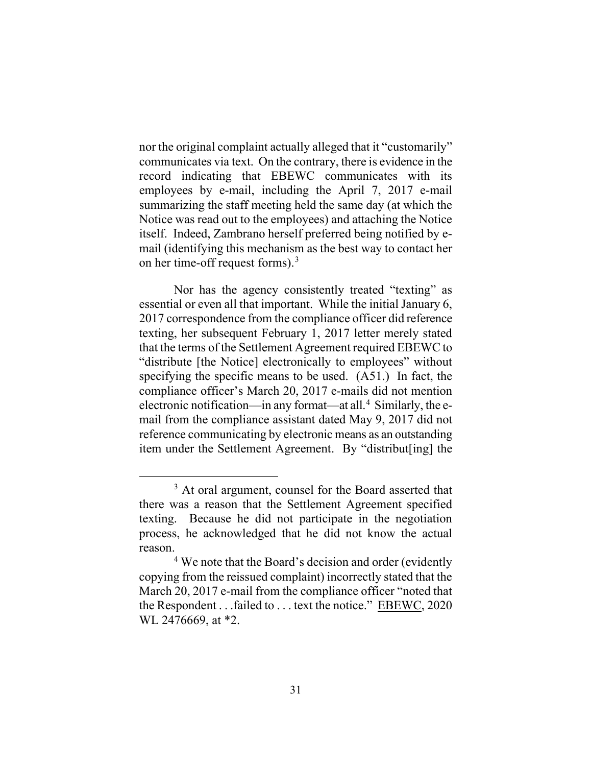nor the original complaint actually alleged that it "customarily" communicates via text. On the contrary, there is evidence in the record indicating that EBEWC communicates with its employees by e-mail, including the April 7, 2017 e-mail summarizing the staff meeting held the same day (at which the Notice was read out to the employees) and attaching the Notice itself. Indeed, Zambrano herself preferred being notified by e-mail (identifying this mechanism as the best way to contact her on her time-off request forms).[3]

Nor has the agency consistently treated "texting" as essential or even all that important. While the initial January 6, 2017 correspondence from the compliance officer did reference texting, her subsequent February 1, 2017 letter merely stated that the terms of the Settlement Agreement required EBEWC to "distribute [the Notice] electronically to employees" without specifying the specific means to be used. (A51.) In fact, the compliance officer's March 20, 2017 e-mails did not mention electronic notification—in any format—at all.[4] Similarly, the e-mail from the compliance assistant dated May 9, 2017 did not reference communicating by electronic means as an outstanding item under the Settlement Agreement. By "distribut[ing] the

---

[3] At oral argument, counsel for the Board asserted that there was a reason that the Settlement Agreement specified texting. Because he did not participate in the negotiation process, he acknowledged that he did not know the actual reason.

[4] We note that the Board's decision and order (evidently copying from the reissued complaint) incorrectly stated that the March 20, 2017 e-mail from the compliance officer "noted that the Respondent . . .failed to . . . text the notice." <u>EBEWC</u>, 2020 WL 2476669, at *2.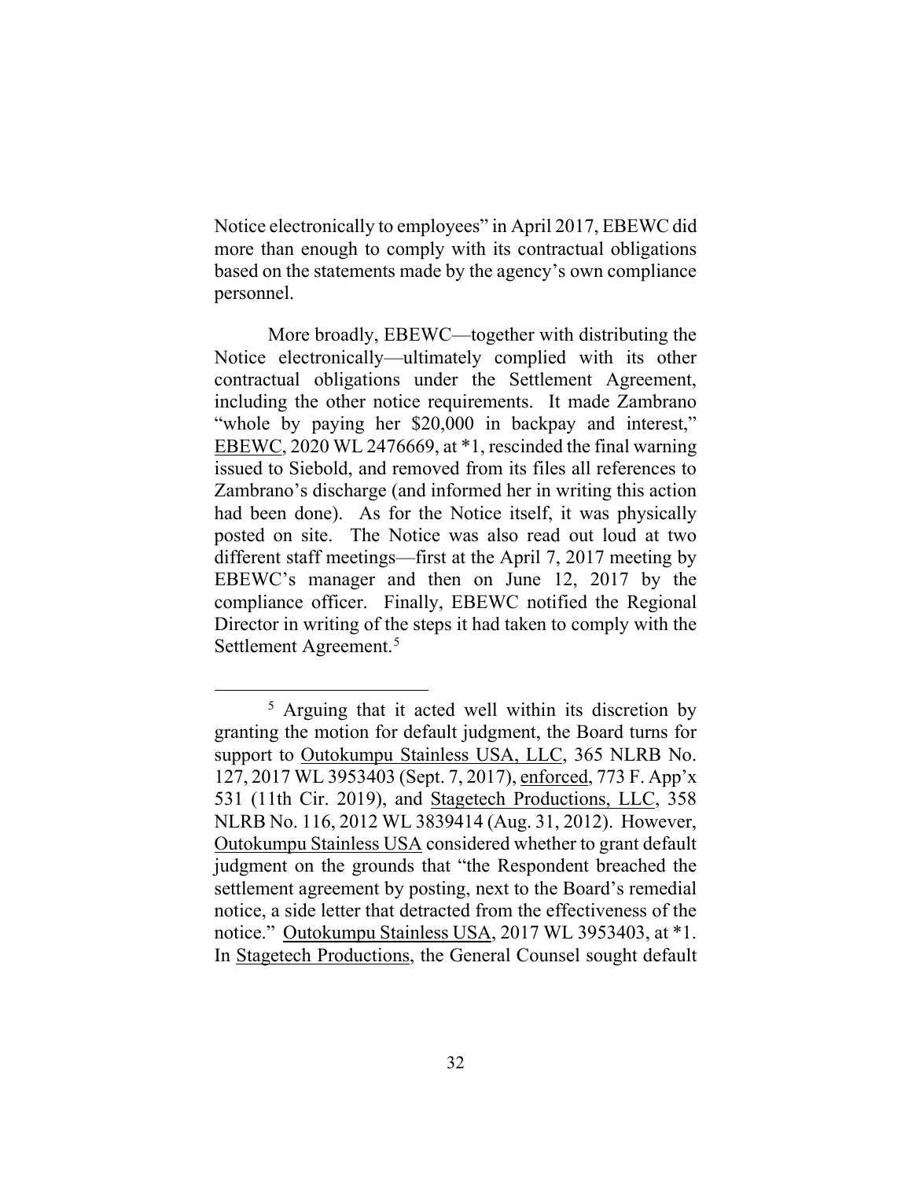Notice electronically to employees" in April 2017, EBEWC did more than enough to comply with its contractual obligations based on the statements made by the agency's own compliance personnel.

More broadly, EBEWC—together with distributing the Notice electronically—ultimately complied with its other contractual obligations under the Settlement Agreement, including the other notice requirements. It made Zambrano "whole by paying her $20,000 in backpay and interest," EBEWC, 2020 WL 2476669, at *1, rescinded the final warning issued to Siebold, and removed from its files all references to Zambrano's discharge (and informed her in writing this action had been done). As for the Notice itself, it was physically posted on site. The Notice was also read out loud at two different staff meetings—first at the April 7, 2017 meeting by EBEWC's manager and then on June 12, 2017 by the compliance officer. Finally, EBEWC notified the Regional Director in writing of the steps it had taken to comply with the Settlement Agreement.[5]

---

[5] Arguing that it acted well within its discretion by granting the motion for default judgment, the Board turns for support to Outokumpu Stainless USA, LLC, 365 NLRB No. 127, 2017 WL 3953403 (Sept. 7, 2017), enforced, 773 F. App'x 531 (11th Cir. 2019), and Stagetech Productions, LLC, 358 NLRB No. 116, 2012 WL 3839414 (Aug. 31, 2012). However, Outokumpu Stainless USA considered whether to grant default judgment on the grounds that "the Respondent breached the settlement agreement by posting, next to the Board's remedial notice, a side letter that detracted from the effectiveness of the notice." Outokumpu Stainless USA, 2017 WL 3953403, at *1. In Stagetech Productions, the General Counsel sought default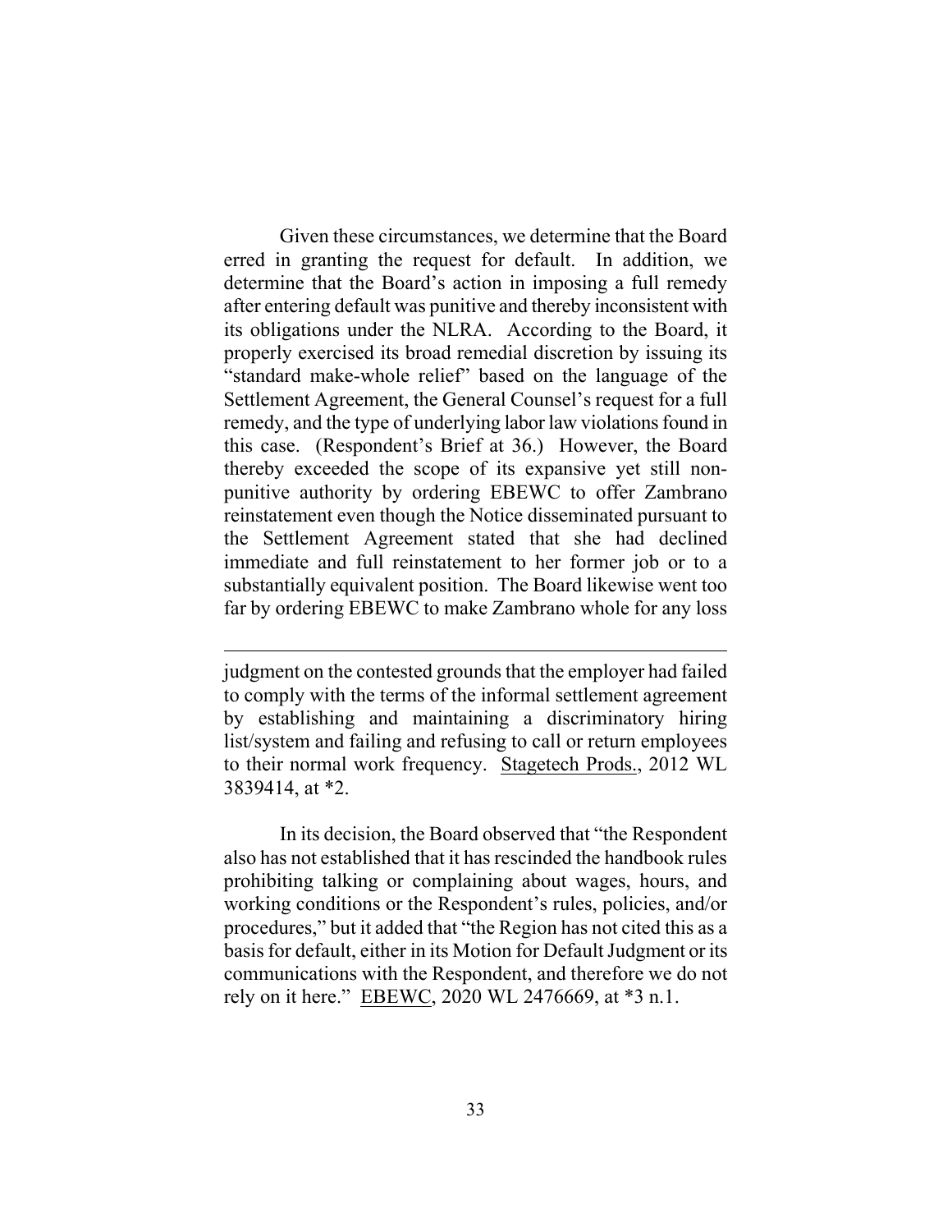Given these circumstances, we determine that the Board erred in granting the request for default. In addition, we determine that the Board's action in imposing a full remedy after entering default was punitive and thereby inconsistent with its obligations under the NLRA. According to the Board, it properly exercised its broad remedial discretion by issuing its "standard make-whole relief" based on the language of the Settlement Agreement, the General Counsel's request for a full remedy, and the type of underlying labor law violations found in this case. (Respondent's Brief at 36.) However, the Board thereby exceeded the scope of its expansive yet still non-punitive authority by ordering EBEWC to offer Zambrano reinstatement even though the Notice disseminated pursuant to the Settlement Agreement stated that she had declined immediate and full reinstatement to her former job or to a substantially equivalent position. The Board likewise went too far by ordering EBEWC to make Zambrano whole for any loss

---

judgment on the contested grounds that the employer had failed to comply with the terms of the informal settlement agreement by establishing and maintaining a discriminatory hiring list/system and failing and refusing to call or return employees to their normal work frequency. Stagetech Prods., 2012 WL 3839414, at *2.

In its decision, the Board observed that "the Respondent also has not established that it has rescinded the handbook rules prohibiting talking or complaining about wages, hours, and working conditions or the Respondent's rules, policies, and/or procedures," but it added that "the Region has not cited this as a basis for default, either in its Motion for Default Judgment or its communications with the Respondent, and therefore we do not rely on it here." EBEWC, 2020 WL 2476669, at *3 n.1.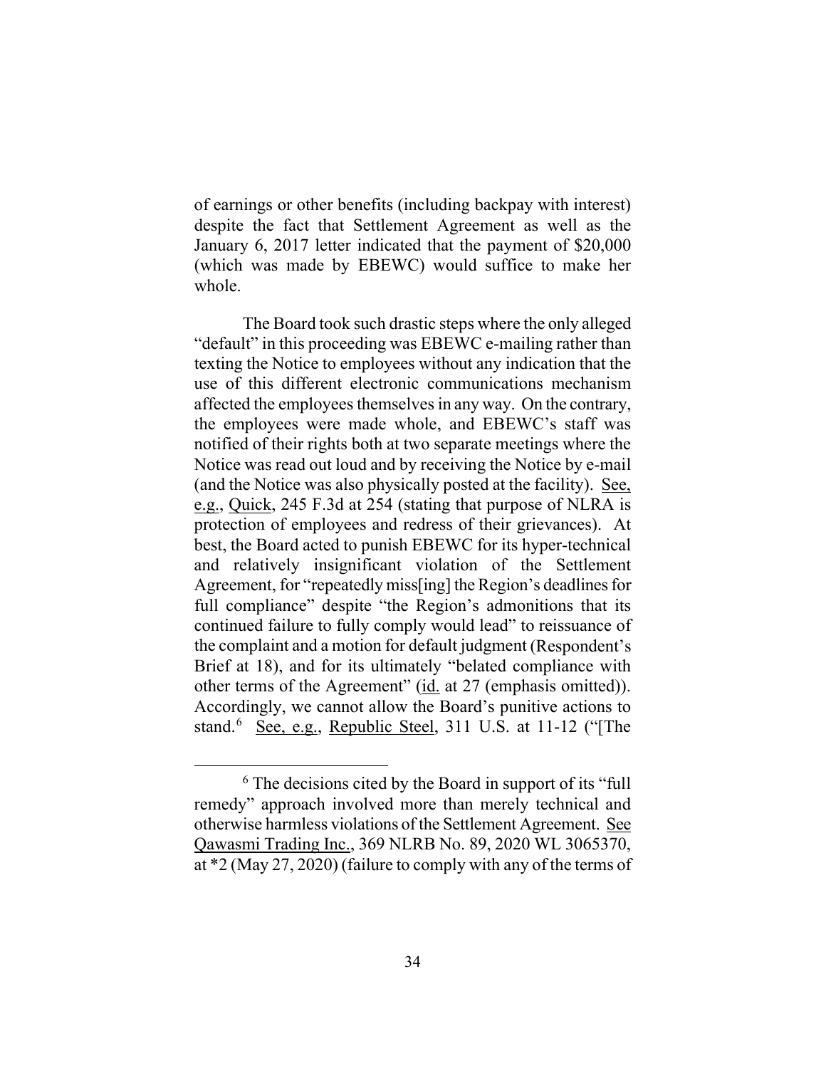of earnings or other benefits (including backpay with interest) despite the fact that Settlement Agreement as well as the January 6, 2017 letter indicated that the payment of $20,000 (which was made by EBEWC) would suffice to make her whole.

The Board took such drastic steps where the only alleged "default" in this proceeding was EBEWC e-mailing rather than texting the Notice to employees without any indication that the use of this different electronic communications mechanism affected the employees themselves in any way. On the contrary, the employees were made whole, and EBEWC's staff was notified of their rights both at two separate meetings where the Notice was read out loud and by receiving the Notice by e-mail (and the Notice was also physically posted at the facility). See, e.g., Quick, 245 F.3d at 254 (stating that purpose of NLRA is protection of employees and redress of their grievances). At best, the Board acted to punish EBEWC for its hyper-technical and relatively insignificant violation of the Settlement Agreement, for "repeatedly miss[ing] the Region's deadlines for full compliance" despite "the Region's admonitions that its continued failure to fully comply would lead" to reissuance of the complaint and a motion for default judgment (Respondent's Brief at 18), and for its ultimately "belated compliance with other terms of the Agreement" (id. at 27 (emphasis omitted)). Accordingly, we cannot allow the Board's punitive actions to stand.[6] See, e.g., Republic Steel, 311 U.S. at 11-12 ("[The

[6] The decisions cited by the Board in support of its "full remedy" approach involved more than merely technical and otherwise harmless violations of the Settlement Agreement. See Qawasmi Trading Inc., 369 NLRB No. 89, 2020 WL 3065370, at *2 (May 27, 2020) (failure to comply with any of the terms of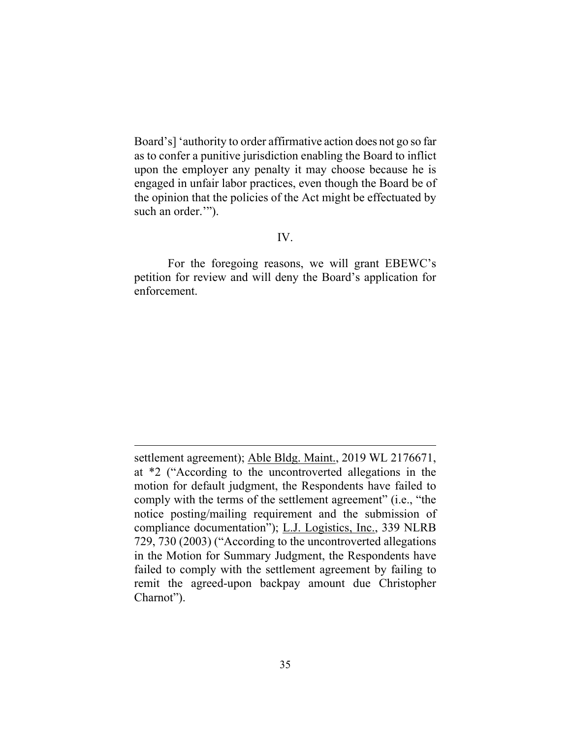Board's] 'authority to order affirmative action does not go so far as to confer a punitive jurisdiction enabling the Board to inflict upon the employer any penalty it may choose because he is engaged in unfair labor practices, even though the Board be of the opinion that the policies of the Act might be effectuated by such an order.'").

IV.

For the foregoing reasons, we will grant EBEWC's petition for review and will deny the Board's application for enforcement.

---

settlement agreement); Able Bldg. Maint., 2019 WL 2176671, at *2 ("According to the uncontroverted allegations in the motion for default judgment, the Respondents have failed to comply with the terms of the settlement agreement" (i.e., "the notice posting/mailing requirement and the submission of compliance documentation"); L.J. Logistics, Inc., 339 NLRB 729, 730 (2003) ("According to the uncontroverted allegations in the Motion for Summary Judgment, the Respondents have failed to comply with the settlement agreement by failing to remit the agreed-upon backpay amount due Christopher Charnot").